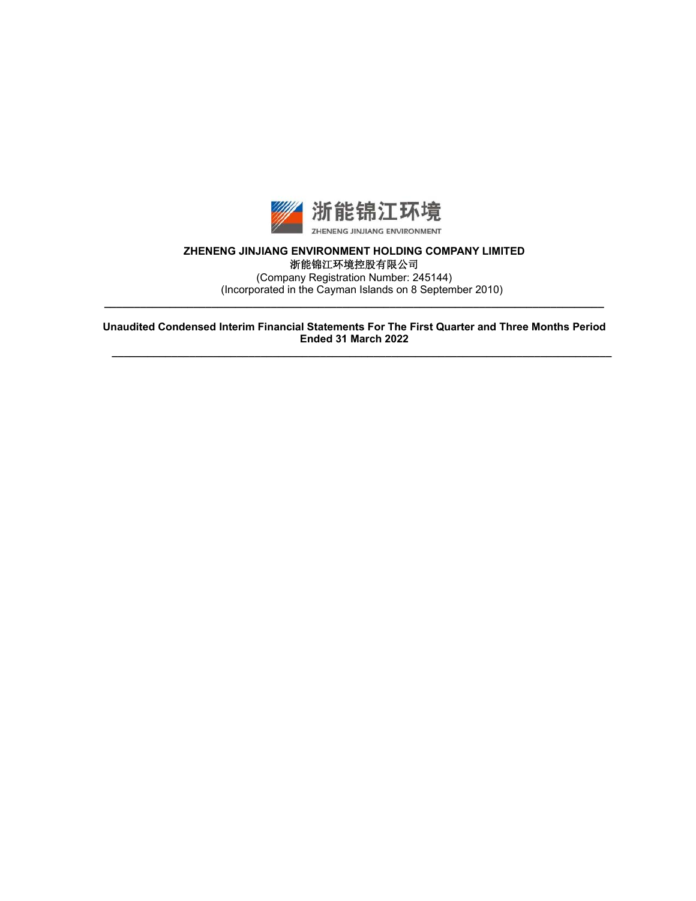**ZHENENG JINJIANG ENVIRONMENT HOLDING COMPANY LIMITED**

浙能锦江环境控股有限公司

(Company Registration Number: 245144)

(Incorporated in the Cayman Islands on 8 September 2010)

---

**Unaudited Condensed Interim Financial Statements For The First Quarter and Three Months Period Ended 31 March 2022**

---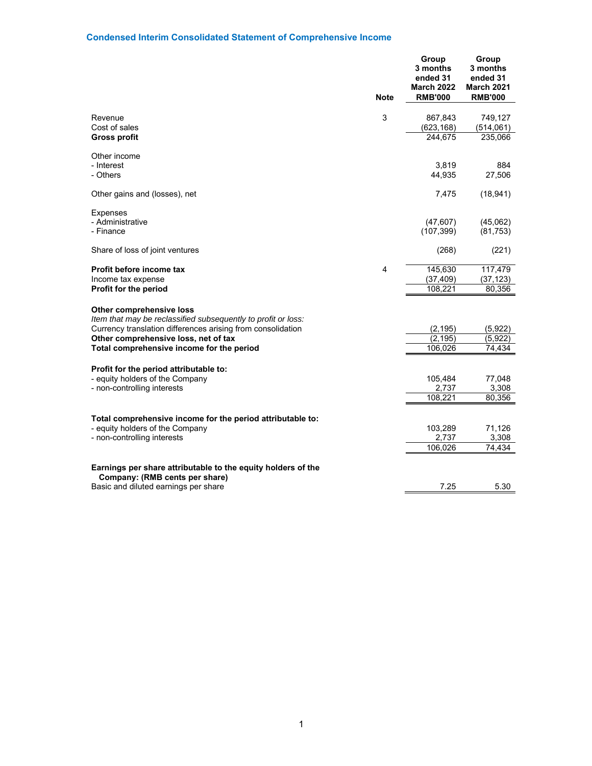## Condensed Interim Consolidated Statement of Comprehensive Income

| | Note | Group 3 months ended 31 March 2022 RMB'000 | Group 3 months ended 31 March 2021 RMB'000 |
|---|---|---|---|
| Revenue | 3 | 867,843 | 749,127 |
| Cost of sales | | (623,168) | (514,061) |
| **Gross profit** | | 244,675 | 235,066 |
| | | | |
| Other income | | | |
| - Interest | | 3,819 | 884 |
| - Others | | 44,935 | 27,506 |
| | | | |
| Other gains and (losses), net | | 7,475 | (18,941) |
| | | | |
| Expenses | | | |
| - Administrative | | (47,607) | (45,062) |
| - Finance | | (107,399) | (81,753) |
| | | | |
| Share of loss of joint ventures | | (268) | (221) |
| | | | |
| **Profit before income tax** | 4 | 145,630 | 117,479 |
| Income tax expense | | (37,409) | (37,123) |
| **Profit for the period** | | 108,221 | 80,356 |
| | | | |
| **Other comprehensive loss** | | | |
| *Item that may be reclassified subsequently to profit or loss:* | | | |
| Currency translation differences arising from consolidation | | (2,195) | (5,922) |
| **Other comprehensive loss, net of tax** | | (2,195) | (5,922) |
| **Total comprehensive income for the period** | | 106,026 | 74,434 |
| | | | |
| **Profit for the period attributable to:** | | | |
| - equity holders of the Company | | 105,484 | 77,048 |
| - non-controlling interests | | 2,737 | 3,308 |
| | | 108,221 | 80,356 |
| | | | |
| **Total comprehensive income for the period attributable to:** | | | |
| - equity holders of the Company | | 103,289 | 71,126 |
| - non-controlling interests | | 2,737 | 3,308 |
| | | 106,026 | 74,434 |
| | | | |
| **Earnings per share attributable to the equity holders of the Company: (RMB cents per share)** | | | |
| Basic and diluted earnings per share | | 7.25 | 5.30 |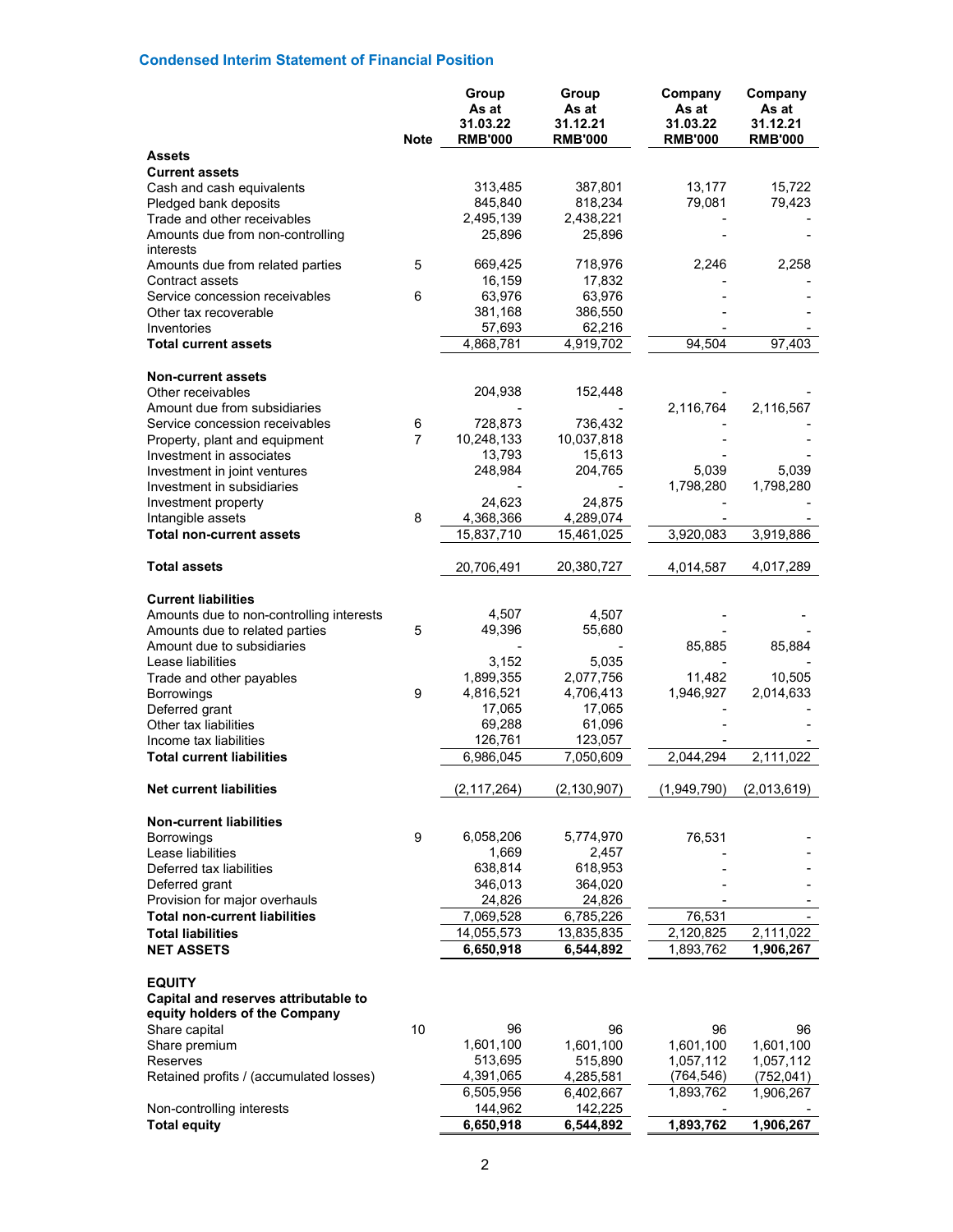## Condensed Interim Statement of Financial Position

| | Note | Group As at 31.03.22 RMB'000 | Group As at 31.12.21 RMB'000 | Company As at 31.03.22 RMB'000 | Company As at 31.12.21 RMB'000 |
|---|---|---|---|---|---|
| **Assets** | | | | | |
| **Current assets** | | | | | |
| Cash and cash equivalents | | 313,485 | 387,801 | 13,177 | 15,722 |
| Pledged bank deposits | | 845,840 | 818,234 | 79,081 | 79,423 |
| Trade and other receivables | | 2,495,139 | 2,438,221 | - | - |
| Amounts due from non-controlling interests | | 25,896 | 25,896 | - | - |
| Amounts due from related parties | 5 | 669,425 | 718,976 | 2,246 | 2,258 |
| Contract assets | | 16,159 | 17,832 | - | - |
| Service concession receivables | 6 | 63,976 | 63,976 | - | - |
| Other tax recoverable | | 381,168 | 386,550 | - | - |
| Inventories | | 57,693 | 62,216 | - | - |
| **Total current assets** | | 4,868,781 | 4,919,702 | 94,504 | 97,403 |
| | | | | | |
| **Non-current assets** | | | | | |
| Other receivables | | 204,938 | 152,448 | - | - |
| Amount due from subsidiaries | | - | - | 2,116,764 | 2,116,567 |
| Service concession receivables | 6 | 728,873 | 736,432 | - | - |
| Property, plant and equipment | 7 | 10,248,133 | 10,037,818 | - | - |
| Investment in associates | | 13,793 | 15,613 | - | - |
| Investment in joint ventures | | 248,984 | 204,765 | 5,039 | 5,039 |
| Investment in subsidiaries | | - | - | 1,798,280 | 1,798,280 |
| Investment property | | 24,623 | 24,875 | - | - |
| Intangible assets | 8 | 4,368,366 | 4,289,074 | - | - |
| **Total non-current assets** | | 15,837,710 | 15,461,025 | 3,920,083 | 3,919,886 |
| | | | | | |
| **Total assets** | | 20,706,491 | 20,380,727 | 4,014,587 | 4,017,289 |
| | | | | | |
| **Current liabilities** | | | | | |
| Amounts due to non-controlling interests | | 4,507 | 4,507 | - | - |
| Amounts due to related parties | 5 | 49,396 | 55,680 | - | - |
| Amount due to subsidiaries | | - | - | 85,885 | 85,884 |
| Lease liabilities | | 3,152 | 5,035 | - | - |
| Trade and other payables | | 1,899,355 | 2,077,756 | 11,482 | 10,505 |
| Borrowings | 9 | 4,816,521 | 4,706,413 | 1,946,927 | 2,014,633 |
| Deferred grant | | 17,065 | 17,065 | - | - |
| Other tax liabilities | | 69,288 | 61,096 | - | - |
| Income tax liabilities | | 126,761 | 123,057 | - | - |
| **Total current liabilities** | | 6,986,045 | 7,050,609 | 2,044,294 | 2,111,022 |
| | | | | | |
| **Net current liabilities** | | (2,117,264) | (2,130,907) | (1,949,790) | (2,013,619) |
| | | | | | |
| **Non-current liabilities** | | | | | |
| Borrowings | 9 | 6,058,206 | 5,774,970 | 76,531 | - |
| Lease liabilities | | 1,669 | 2,457 | - | - |
| Deferred tax liabilities | | 638,814 | 618,953 | - | - |
| Deferred grant | | 346,013 | 364,020 | - | - |
| Provision for major overhauls | | 24,826 | 24,826 | - | - |
| **Total non-current liabilities** | | 7,069,528 | 6,785,226 | 76,531 | - |
| **Total liabilities** | | 14,055,573 | 13,835,835 | 2,120,825 | 2,111,022 |
| **NET ASSETS** | | **6,650,918** | **6,544,892** | 1,893,762 | **1,906,267** |
| | | | | | |
| **EQUITY** | | | | | |
| **Capital and reserves attributable to equity holders of the Company** | | | | | |
| Share capital | 10 | 96 | 96 | 96 | 96 |
| Share premium | | 1,601,100 | 1,601,100 | 1,601,100 | 1,601,100 |
| Reserves | | 513,695 | 515,890 | 1,057,112 | 1,057,112 |
| Retained profits / (accumulated losses) | | 4,391,065 | 4,285,581 | (764,546) | (752,041) |
| | | 6,505,956 | 6,402,667 | 1,893,762 | 1,906,267 |
| Non-controlling interests | | 144,962 | 142,225 | - | - |
| **Total equity** | | **6,650,918** | **6,544,892** | **1,893,762** | **1,906,267** |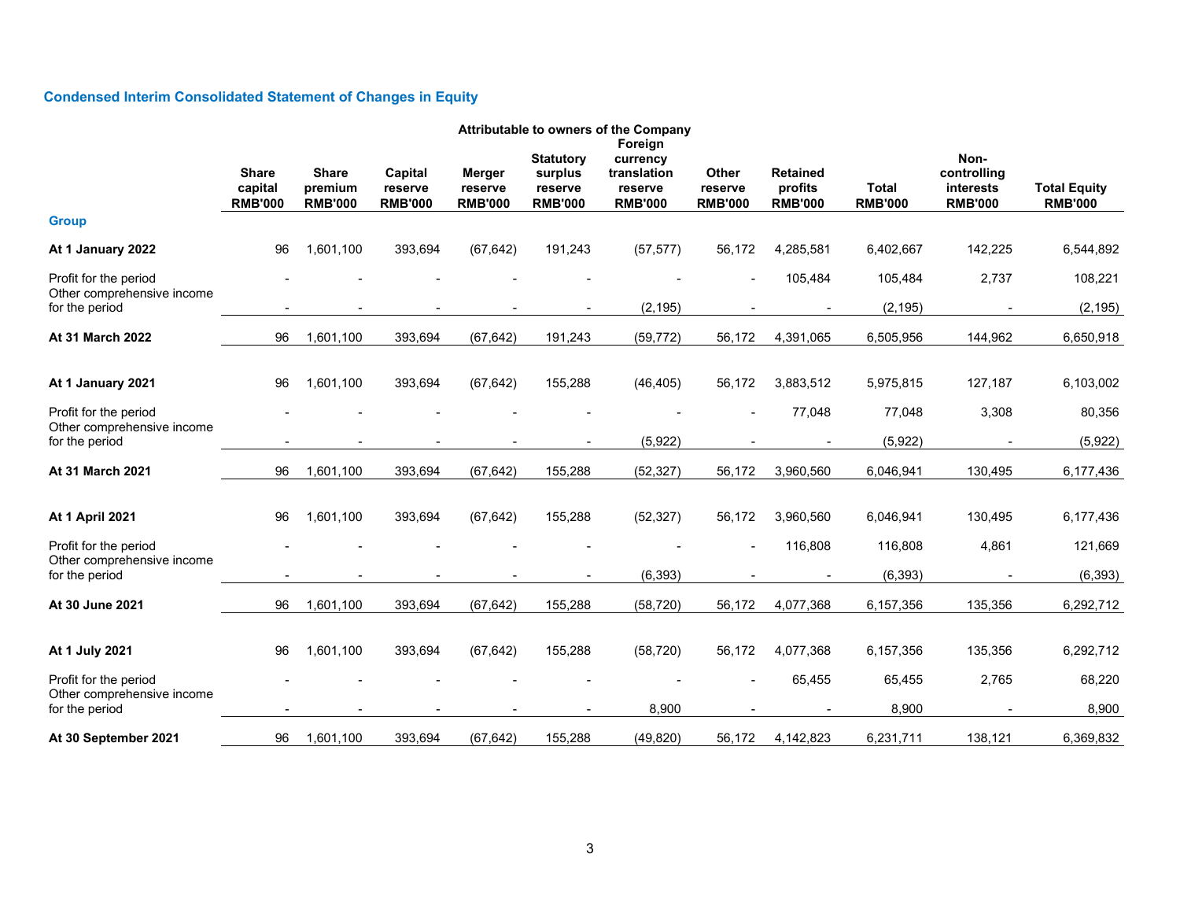## Condensed Interim Consolidated Statement of Changes in Equity

| | Attributable to owners of the Company | | | | | | | | | | |
|---|---|---|---|---|---|---|---|---|---|---|---|
| | Share capital RMB'000 | Share premium RMB'000 | Capital reserve RMB'000 | Merger reserve RMB'000 | Statutory surplus reserve RMB'000 | Foreign currency translation reserve RMB'000 | Other reserve RMB'000 | Retained profits RMB'000 | Total RMB'000 | Non-controlling interests RMB'000 | Total Equity RMB'000 |
| **Group** | | | | | | | | | | | |
| **At 1 January 2022** | 96 | 1,601,100 | 393,694 | (67,642) | 191,243 | (57,577) | 56,172 | 4,285,581 | 6,402,667 | 142,225 | 6,544,892 |
| Profit for the period | - | - | - | - | - | - | - | 105,484 | 105,484 | 2,737 | 108,221 |
| Other comprehensive income for the period | - | - | - | - | - | (2,195) | - | - | (2,195) | - | (2,195) |
| **At 31 March 2022** | 96 | 1,601,100 | 393,694 | (67,642) | 191,243 | (59,772) | 56,172 | 4,391,065 | 6,505,956 | 144,962 | 6,650,918 |
| | | | | | | | | | | | |
| **At 1 January 2021** | 96 | 1,601,100 | 393,694 | (67,642) | 155,288 | (46,405) | 56,172 | 3,883,512 | 5,975,815 | 127,187 | 6,103,002 |
| Profit for the period | - | - | - | - | - | - | - | 77,048 | 77,048 | 3,308 | 80,356 |
| Other comprehensive income for the period | - | - | - | - | - | (5,922) | - | - | (5,922) | - | (5,922) |
| **At 31 March 2021** | 96 | 1,601,100 | 393,694 | (67,642) | 155,288 | (52,327) | 56,172 | 3,960,560 | 6,046,941 | 130,495 | 6,177,436 |
| | | | | | | | | | | | |
| **At 1 April 2021** | 96 | 1,601,100 | 393,694 | (67,642) | 155,288 | (52,327) | 56,172 | 3,960,560 | 6,046,941 | 130,495 | 6,177,436 |
| Profit for the period | - | - | - | - | - | - | - | 116,808 | 116,808 | 4,861 | 121,669 |
| Other comprehensive income for the period | - | - | - | - | - | (6,393) | - | - | (6,393) | - | (6,393) |
| **At 30 June 2021** | 96 | 1,601,100 | 393,694 | (67,642) | 155,288 | (58,720) | 56,172 | 4,077,368 | 6,157,356 | 135,356 | 6,292,712 |
| | | | | | | | | | | | |
| **At 1 July 2021** | 96 | 1,601,100 | 393,694 | (67,642) | 155,288 | (58,720) | 56,172 | 4,077,368 | 6,157,356 | 135,356 | 6,292,712 |
| Profit for the period | - | - | - | - | - | - | - | 65,455 | 65,455 | 2,765 | 68,220 |
| Other comprehensive income for the period | - | - | - | - | - | 8,900 | - | - | 8,900 | - | 8,900 |
| **At 30 September 2021** | 96 | 1,601,100 | 393,694 | (67,642) | 155,288 | (49,820) | 56,172 | 4,142,823 | 6,231,711 | 138,121 | 6,369,832 |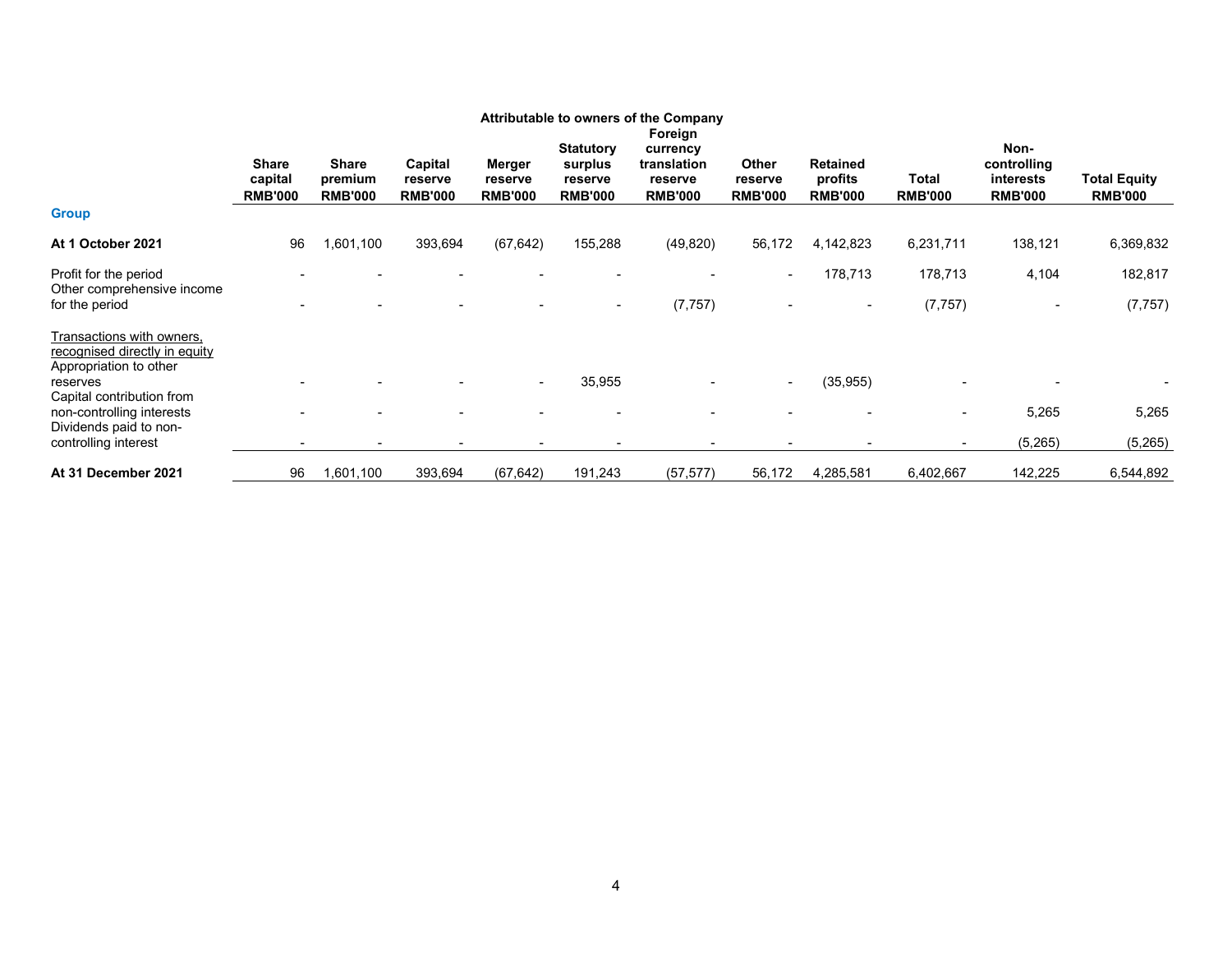| | Attributable to owners of the Company | | | | | | | | | | |
|---|---|---|---|---|---|---|---|---|---|---|---|
| | Share capital RMB'000 | Share premium RMB'000 | Capital reserve RMB'000 | Merger reserve RMB'000 | Statutory surplus reserve RMB'000 | Foreign currency translation reserve RMB'000 | Other reserve RMB'000 | Retained profits RMB'000 | Total RMB'000 | Non-controlling interests RMB'000 | Total Equity RMB'000 |
| **Group** | | | | | | | | | | | |
| **At 1 October 2021** | 96 | 1,601,100 | 393,694 | (67,642) | 155,288 | (49,820) | 56,172 | 4,142,823 | 6,231,711 | 138,121 | 6,369,832 |
| Profit for the period | - | - | - | - | - | - | - | 178,713 | 178,713 | 4,104 | 182,817 |
| Other comprehensive income for the period | - | - | - | - | - | (7,757) | - | - | (7,757) | - | (7,757) |
| Transactions with owners, recognised directly in equity | | | | | | | | | | | |
| Appropriation to other reserves | - | - | - | - | 35,955 | - | - | (35,955) | - | - | - |
| Capital contribution from non-controlling interests | - | - | - | - | - | - | - | - | - | 5,265 | 5,265 |
| Dividends paid to non-controlling interest | - | - | - | - | - | - | - | - | - | (5,265) | (5,265) |
| **At 31 December 2021** | 96 | 1,601,100 | 393,694 | (67,642) | 191,243 | (57,577) | 56,172 | 4,285,581 | 6,402,667 | 142,225 | 6,544,892 |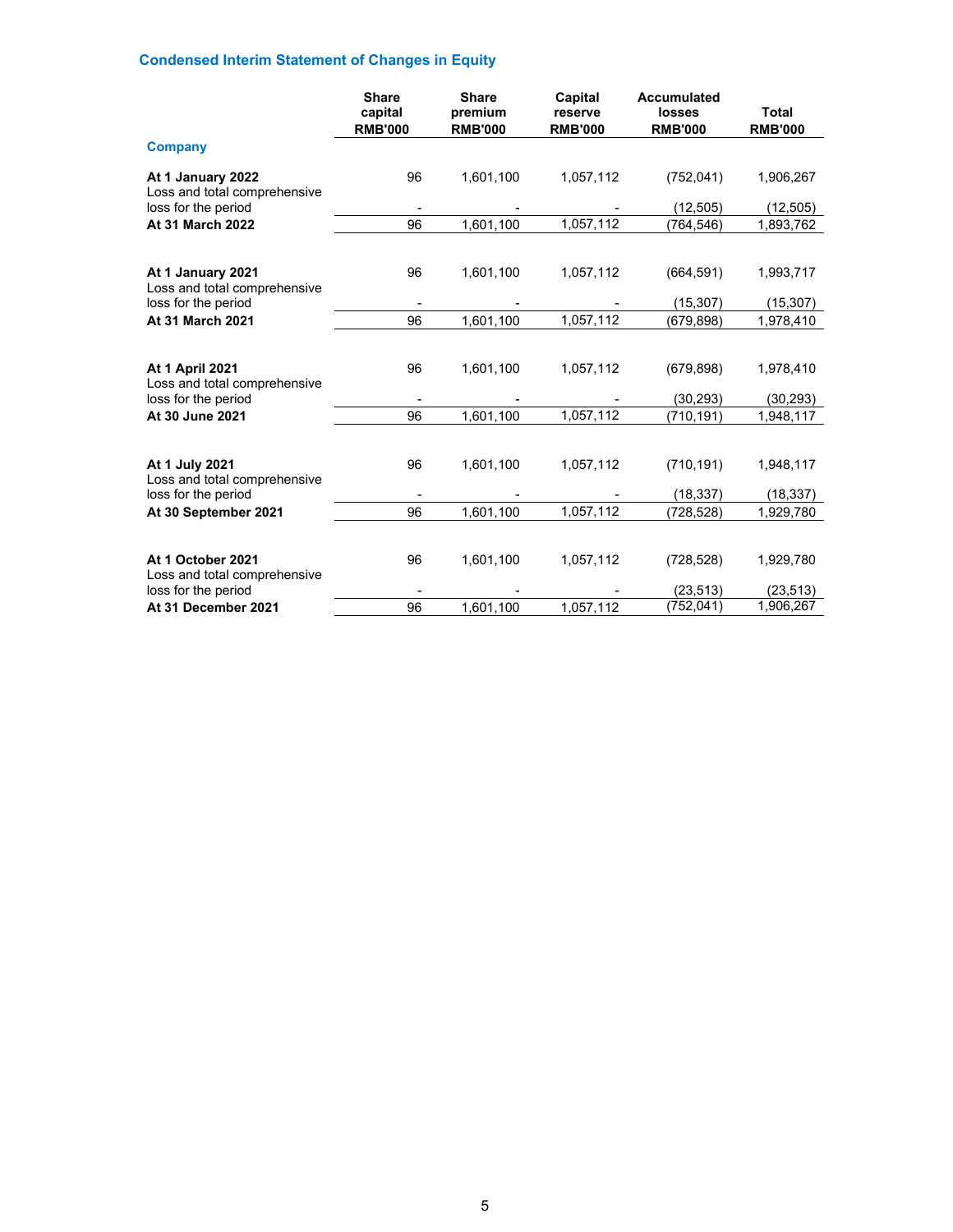## Condensed Interim Statement of Changes in Equity

| | Share capital RMB'000 | Share premium RMB'000 | Capital reserve RMB'000 | Accumulated losses RMB'000 | Total RMB'000 |
|---|---|---|---|---|---|
| **Company** | | | | | |
| **At 1 January 2022** | 96 | 1,601,100 | 1,057,112 | (752,041) | 1,906,267 |
| Loss and total comprehensive loss for the period | - | - | - | (12,505) | (12,505) |
| **At 31 March 2022** | 96 | 1,601,100 | 1,057,112 | (764,546) | 1,893,762 |
| | | | | | |
| **At 1 January 2021** | 96 | 1,601,100 | 1,057,112 | (664,591) | 1,993,717 |
| Loss and total comprehensive loss for the period | - | - | - | (15,307) | (15,307) |
| **At 31 March 2021** | 96 | 1,601,100 | 1,057,112 | (679,898) | 1,978,410 |
| | | | | | |
| **At 1 April 2021** | 96 | 1,601,100 | 1,057,112 | (679,898) | 1,978,410 |
| Loss and total comprehensive loss for the period | - | - | - | (30,293) | (30,293) |
| **At 30 June 2021** | 96 | 1,601,100 | 1,057,112 | (710,191) | 1,948,117 |
| | | | | | |
| **At 1 July 2021** | 96 | 1,601,100 | 1,057,112 | (710,191) | 1,948,117 |
| Loss and total comprehensive loss for the period | - | - | - | (18,337) | (18,337) |
| **At 30 September 2021** | 96 | 1,601,100 | 1,057,112 | (728,528) | 1,929,780 |
| | | | | | |
| **At 1 October 2021** | 96 | 1,601,100 | 1,057,112 | (728,528) | 1,929,780 |
| Loss and total comprehensive loss for the period | - | - | - | (23,513) | (23,513) |
| **At 31 December 2021** | 96 | 1,601,100 | 1,057,112 | (752,041) | 1,906,267 |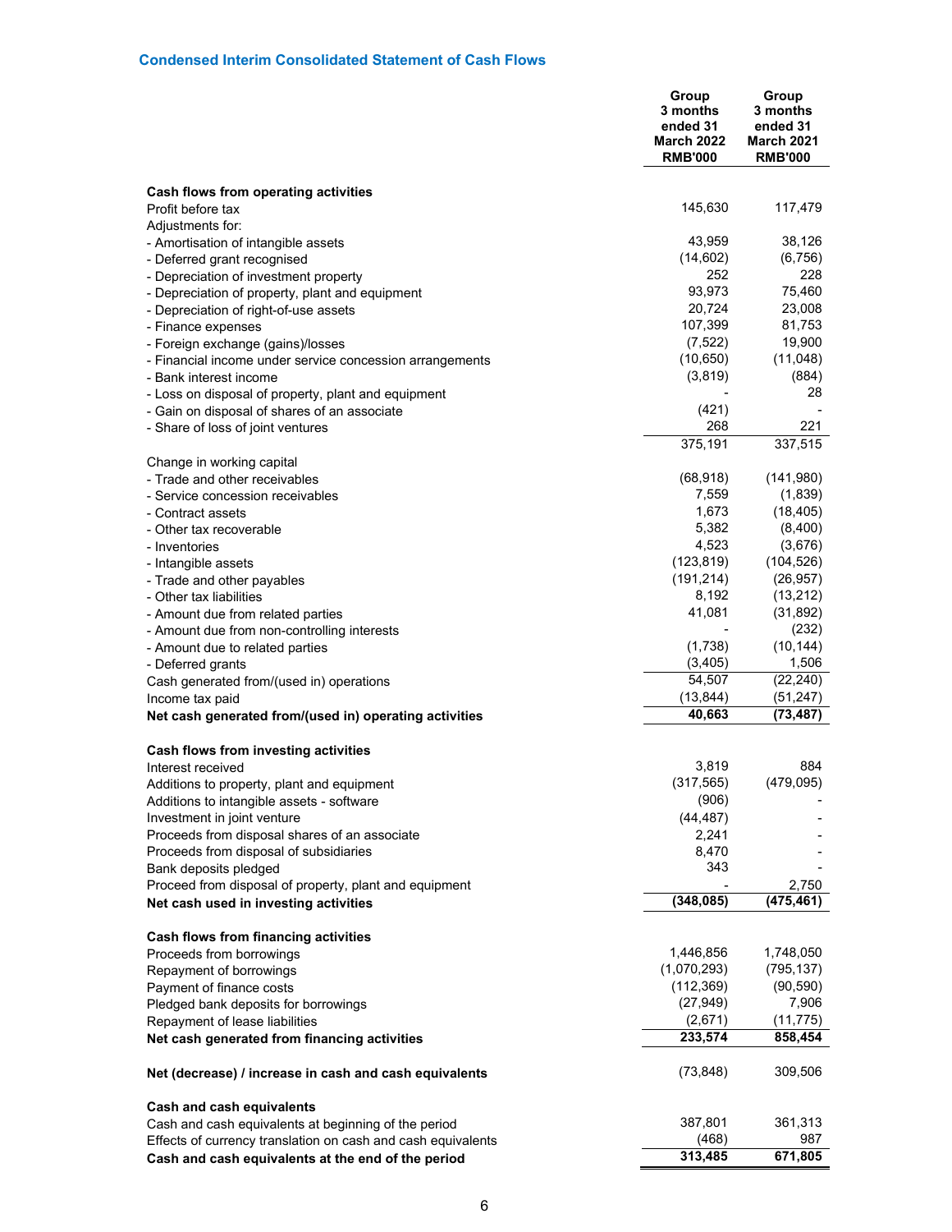### Condensed Interim Consolidated Statement of Cash Flows

| | Group 3 months ended 31 March 2022 RMB'000 | Group 3 months ended 31 March 2021 RMB'000 |
|---|---|---|
| **Cash flows from operating activities** | | |
| Profit before tax | 145,630 | 117,479 |
| Adjustments for: | | |
| - Amortisation of intangible assets | 43,959 | 38,126 |
| - Deferred grant recognised | (14,602) | (6,756) |
| - Depreciation of investment property | 252 | 228 |
| - Depreciation of property, plant and equipment | 93,973 | 75,460 |
| - Depreciation of right-of-use assets | 20,724 | 23,008 |
| - Finance expenses | 107,399 | 81,753 |
| - Foreign exchange (gains)/losses | (7,522) | 19,900 |
| - Financial income under service concession arrangements | (10,650) | (11,048) |
| - Bank interest income | (3,819) | (884) |
| - Loss on disposal of property, plant and equipment | - | 28 |
| - Gain on disposal of shares of an associate | (421) | - |
| - Share of loss of joint ventures | 268 | 221 |
| | 375,191 | 337,515 |
| Change in working capital | | |
| - Trade and other receivables | (68,918) | (141,980) |
| - Service concession receivables | 7,559 | (1,839) |
| - Contract assets | 1,673 | (18,405) |
| - Other tax recoverable | 5,382 | (8,400) |
| - Inventories | 4,523 | (3,676) |
| - Intangible assets | (123,819) | (104,526) |
| - Trade and other payables | (191,214) | (26,957) |
| - Other tax liabilities | 8,192 | (13,212) |
| - Amount due from related parties | 41,081 | (31,892) |
| - Amount due from non-controlling interests | - | (232) |
| - Amount due to related parties | (1,738) | (10,144) |
| - Deferred grants | (3,405) | 1,506 |
| Cash generated from/(used in) operations | 54,507 | (22,240) |
| Income tax paid | (13,844) | (51,247) |
| **Net cash generated from/(used in) operating activities** | **40,663** | **(73,487)** |
| | | |
| **Cash flows from investing activities** | | |
| Interest received | 3,819 | 884 |
| Additions to property, plant and equipment | (317,565) | (479,095) |
| Additions to intangible assets - software | (906) | - |
| Investment in joint venture | (44,487) | - |
| Proceeds from disposal shares of an associate | 2,241 | - |
| Proceeds from disposal of subsidiaries | 8,470 | - |
| Bank deposits pledged | 343 | - |
| Proceed from disposal of property, plant and equipment | - | 2,750 |
| **Net cash used in investing activities** | **(348,085)** | **(475,461)** |
| | | |
| **Cash flows from financing activities** | | |
| Proceeds from borrowings | 1,446,856 | 1,748,050 |
| Repayment of borrowings | (1,070,293) | (795,137) |
| Payment of finance costs | (112,369) | (90,590) |
| Pledged bank deposits for borrowings | (27,949) | 7,906 |
| Repayment of lease liabilities | (2,671) | (11,775) |
| **Net cash generated from financing activities** | **233,574** | **858,454** |
| | | |
| **Net (decrease) / increase in cash and cash equivalents** | (73,848) | 309,506 |
| | | |
| **Cash and cash equivalents** | | |
| Cash and cash equivalents at beginning of the period | 387,801 | 361,313 |
| Effects of currency translation on cash and cash equivalents | (468) | 987 |
| **Cash and cash equivalents at the end of the period** | **313,485** | **671,805** |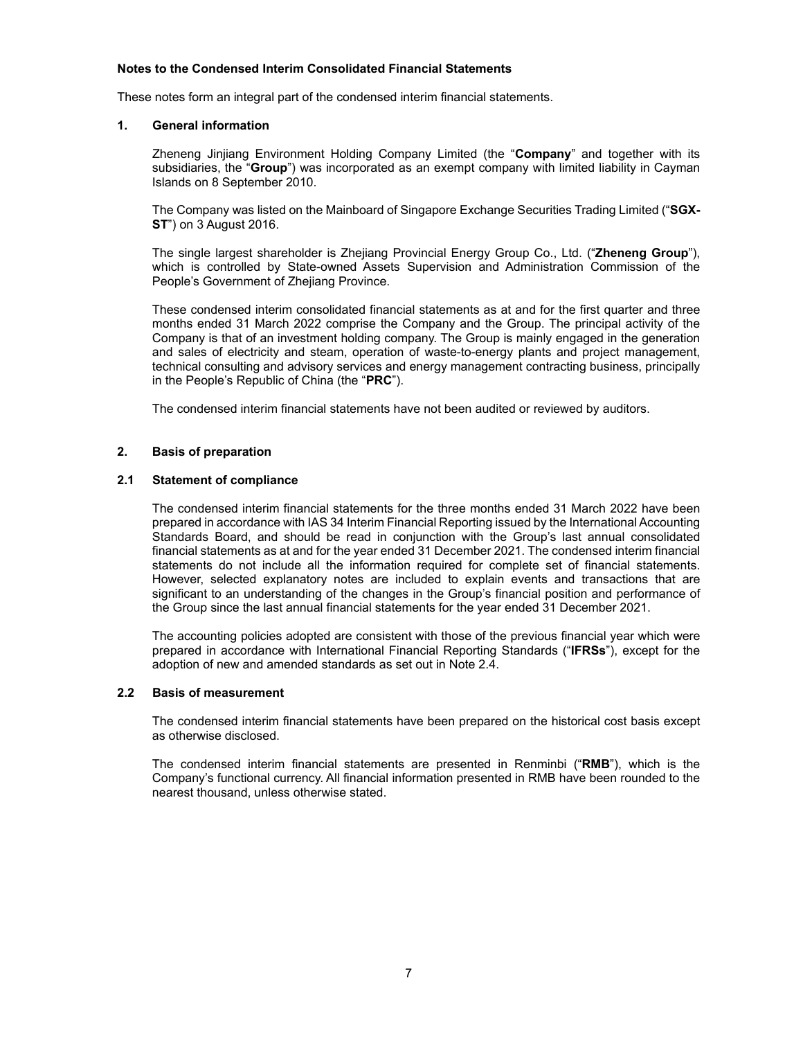## Notes to the Condensed Interim Consolidated Financial Statements

These notes form an integral part of the condensed interim financial statements.

### 1. General information

Zheneng Jinjiang Environment Holding Company Limited (the "**Company**" and together with its subsidiaries, the "**Group**") was incorporated as an exempt company with limited liability in Cayman Islands on 8 September 2010.

The Company was listed on the Mainboard of Singapore Exchange Securities Trading Limited ("**SGX-ST**") on 3 August 2016.

The single largest shareholder is Zhejiang Provincial Energy Group Co., Ltd. ("**Zheneng Group**"), which is controlled by State-owned Assets Supervision and Administration Commission of the People's Government of Zhejiang Province.

These condensed interim consolidated financial statements as at and for the first quarter and three months ended 31 March 2022 comprise the Company and the Group. The principal activity of the Company is that of an investment holding company. The Group is mainly engaged in the generation and sales of electricity and steam, operation of waste-to-energy plants and project management, technical consulting and advisory services and energy management contracting business, principally in the People's Republic of China (the "**PRC**").

The condensed interim financial statements have not been audited or reviewed by auditors.

### 2. Basis of preparation

#### 2.1 Statement of compliance

The condensed interim financial statements for the three months ended 31 March 2022 have been prepared in accordance with IAS 34 Interim Financial Reporting issued by the International Accounting Standards Board, and should be read in conjunction with the Group's last annual consolidated financial statements as at and for the year ended 31 December 2021. The condensed interim financial statements do not include all the information required for complete set of financial statements. However, selected explanatory notes are included to explain events and transactions that are significant to an understanding of the changes in the Group's financial position and performance of the Group since the last annual financial statements for the year ended 31 December 2021.

The accounting policies adopted are consistent with those of the previous financial year which were prepared in accordance with International Financial Reporting Standards ("**IFRSs**"), except for the adoption of new and amended standards as set out in Note 2.4.

#### 2.2 Basis of measurement

The condensed interim financial statements have been prepared on the historical cost basis except as otherwise disclosed.

The condensed interim financial statements are presented in Renminbi ("**RMB**"), which is the Company's functional currency. All financial information presented in RMB have been rounded to the nearest thousand, unless otherwise stated.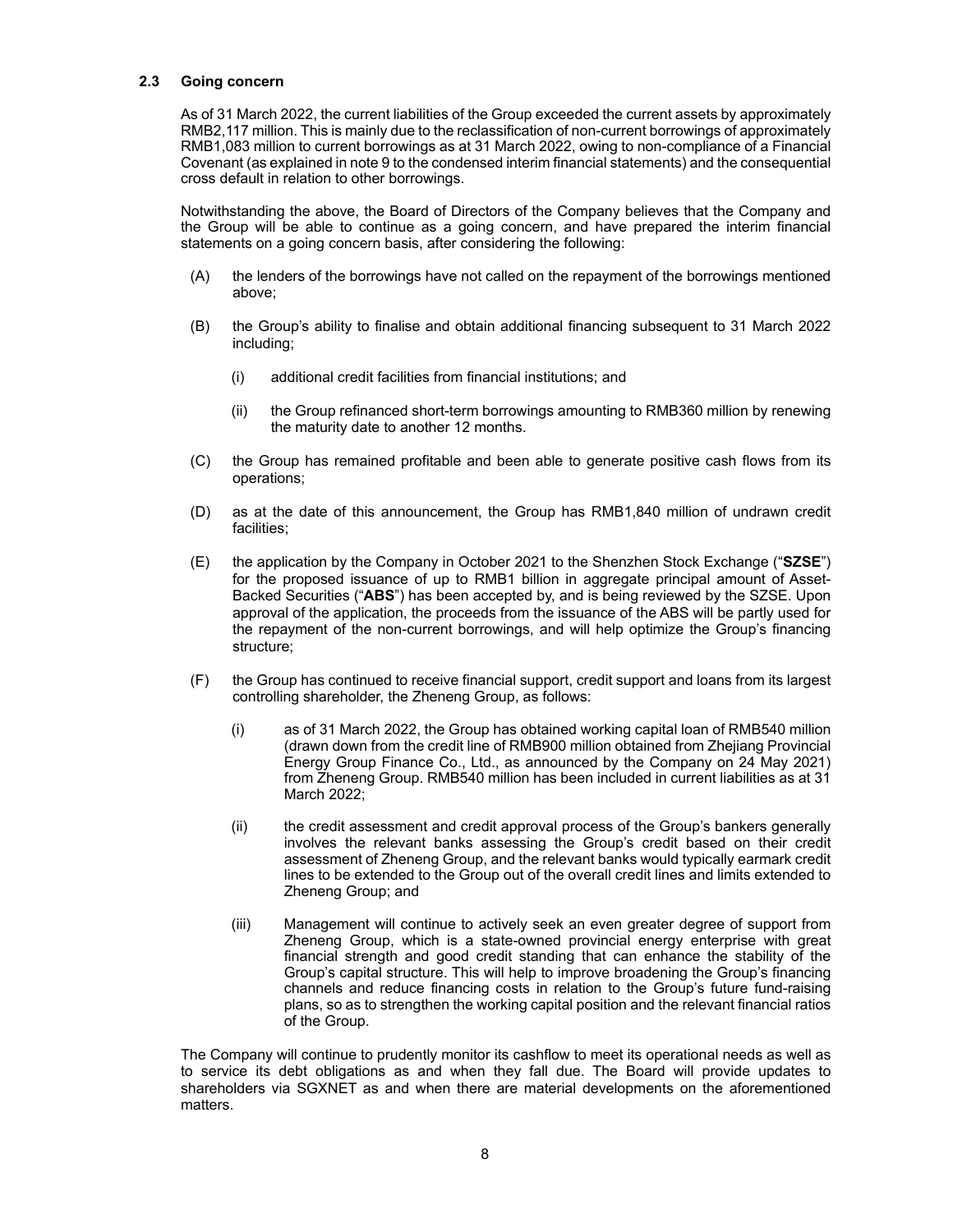### 2.3 Going concern

As of 31 March 2022, the current liabilities of the Group exceeded the current assets by approximately RMB2,117 million. This is mainly due to the reclassification of non-current borrowings of approximately RMB1,083 million to current borrowings as at 31 March 2022, owing to non-compliance of a Financial Covenant (as explained in note 9 to the condensed interim financial statements) and the consequential cross default in relation to other borrowings.

Notwithstanding the above, the Board of Directors of the Company believes that the Company and the Group will be able to continue as a going concern, and have prepared the interim financial statements on a going concern basis, after considering the following:

(A) the lenders of the borrowings have not called on the repayment of the borrowings mentioned above;

(B) the Group's ability to finalise and obtain additional financing subsequent to 31 March 2022 including;

  (i) additional credit facilities from financial institutions; and

  (ii) the Group refinanced short-term borrowings amounting to RMB360 million by renewing the maturity date to another 12 months.

(C) the Group has remained profitable and been able to generate positive cash flows from its operations;

(D) as at the date of this announcement, the Group has RMB1,840 million of undrawn credit facilities;

(E) the application by the Company in October 2021 to the Shenzhen Stock Exchange ("**SZSE**") for the proposed issuance of up to RMB1 billion in aggregate principal amount of Asset-Backed Securities ("**ABS**") has been accepted by, and is being reviewed by the SZSE. Upon approval of the application, the proceeds from the issuance of the ABS will be partly used for the repayment of the non-current borrowings, and will help optimize the Group's financing structure;

(F) the Group has continued to receive financial support, credit support and loans from its largest controlling shareholder, the Zheneng Group, as follows:

  (i) as of 31 March 2022, the Group has obtained working capital loan of RMB540 million (drawn down from the credit line of RMB900 million obtained from Zhejiang Provincial Energy Group Finance Co., Ltd., as announced by the Company on 24 May 2021) from Zheneng Group. RMB540 million has been included in current liabilities as at 31 March 2022;

  (ii) the credit assessment and credit approval process of the Group's bankers generally involves the relevant banks assessing the Group's credit based on their credit assessment of Zheneng Group, and the relevant banks would typically earmark credit lines to be extended to the Group out of the overall credit lines and limits extended to Zheneng Group; and

  (iii) Management will continue to actively seek an even greater degree of support from Zheneng Group, which is a state-owned provincial energy enterprise with great financial strength and good credit standing that can enhance the stability of the Group's capital structure. This will help to improve broadening the Group's financing channels and reduce financing costs in relation to the Group's future fund-raising plans, so as to strengthen the working capital position and the relevant financial ratios of the Group.

The Company will continue to prudently monitor its cashflow to meet its operational needs as well as to service its debt obligations as and when they fall due. The Board will provide updates to shareholders via SGXNET as and when there are material developments on the aforementioned matters.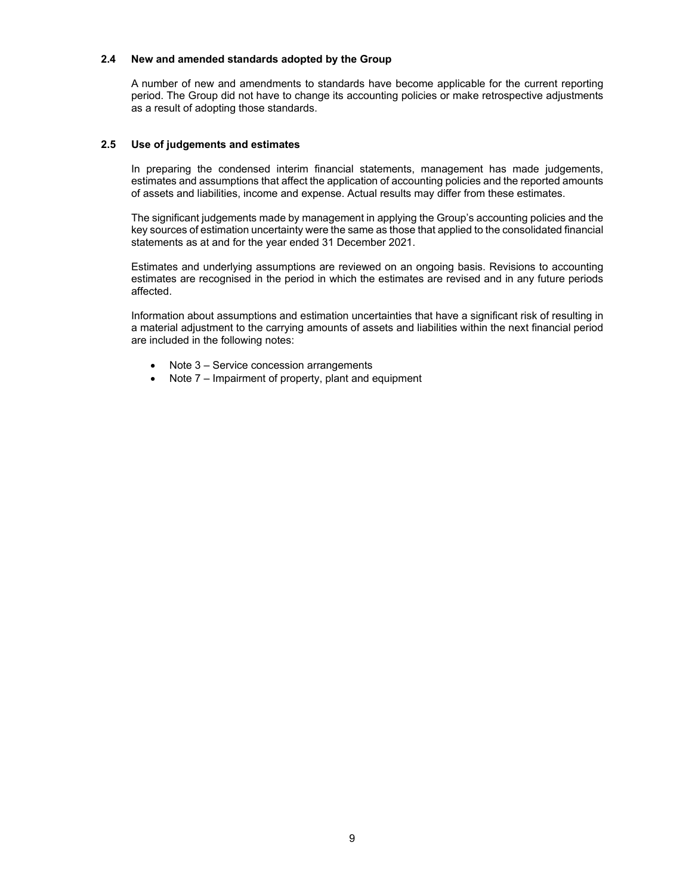### 2.4 New and amended standards adopted by the Group

A number of new and amendments to standards have become applicable for the current reporting period. The Group did not have to change its accounting policies or make retrospective adjustments as a result of adopting those standards.

### 2.5 Use of judgements and estimates

In preparing the condensed interim financial statements, management has made judgements, estimates and assumptions that affect the application of accounting policies and the reported amounts of assets and liabilities, income and expense. Actual results may differ from these estimates.

The significant judgements made by management in applying the Group's accounting policies and the key sources of estimation uncertainty were the same as those that applied to the consolidated financial statements as at and for the year ended 31 December 2021.

Estimates and underlying assumptions are reviewed on an ongoing basis. Revisions to accounting estimates are recognised in the period in which the estimates are revised and in any future periods affected.

Information about assumptions and estimation uncertainties that have a significant risk of resulting in a material adjustment to the carrying amounts of assets and liabilities within the next financial period are included in the following notes:

- Note 3 – Service concession arrangements
- Note 7 – Impairment of property, plant and equipment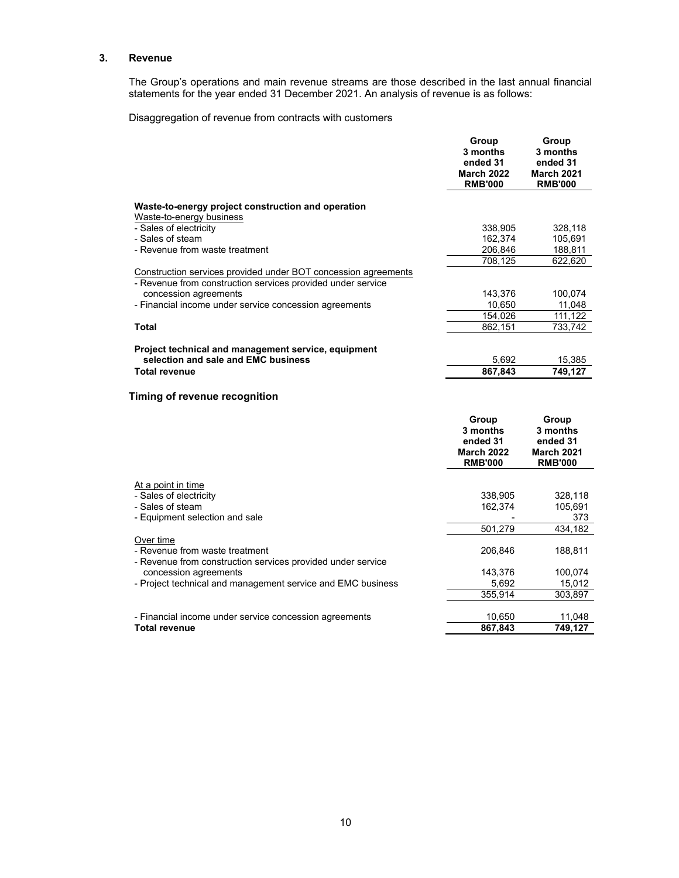## 3. Revenue

The Group's operations and main revenue streams are those described in the last annual financial statements for the year ended 31 December 2021. An analysis of revenue is as follows:

Disaggregation of revenue from contracts with customers

| | Group 3 months ended 31 March 2022 RMB'000 | Group 3 months ended 31 March 2021 RMB'000 |
|---|---|---|
| **Waste-to-energy project construction and operation** | | |
| Waste-to-energy business | | |
| - Sales of electricity | 338,905 | 328,118 |
| - Sales of steam | 162,374 | 105,691 |
| - Revenue from waste treatment | 206,846 | 188,811 |
| | 708,125 | 622,620 |
| Construction services provided under BOT concession agreements | | |
| - Revenue from construction services provided under service concession agreements | 143,376 | 100,074 |
| - Financial income under service concession agreements | 10,650 | 11,048 |
| | 154,026 | 111,122 |
| **Total** | 862,151 | 733,742 |
| **Project technical and management service, equipment selection and sale and EMC business** | 5,692 | 15,385 |
| **Total revenue** | **867,843** | **749,127** |

### Timing of revenue recognition

| | Group 3 months ended 31 March 2022 RMB'000 | Group 3 months ended 31 March 2021 RMB'000 |
|---|---|---|
| At a point in time | | |
| - Sales of electricity | 338,905 | 328,118 |
| - Sales of steam | 162,374 | 105,691 |
| - Equipment selection and sale | - | 373 |
| | 501,279 | 434,182 |
| Over time | | |
| - Revenue from waste treatment | 206,846 | 188,811 |
| - Revenue from construction services provided under service concession agreements | 143,376 | 100,074 |
| - Project technical and management service and EMC business | 5,692 | 15,012 |
| | 355,914 | 303,897 |
| - Financial income under service concession agreements | 10,650 | 11,048 |
| **Total revenue** | **867,843** | **749,127** |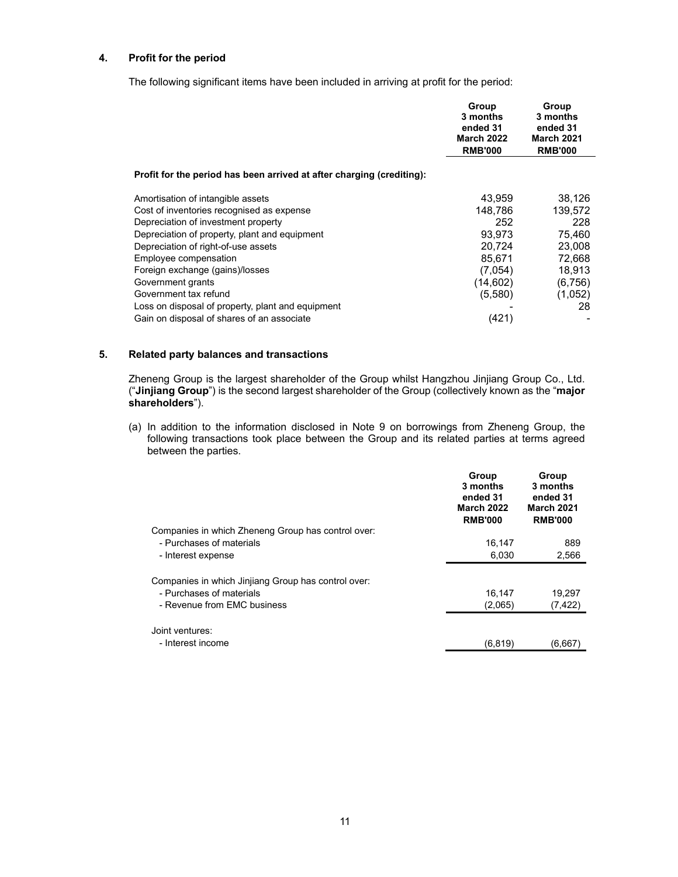## 4. Profit for the period

The following significant items have been included in arriving at profit for the period:

| | Group 3 months ended 31 March 2022 RMB'000 | Group 3 months ended 31 March 2021 RMB'000 |
|---|---|---|
| **Profit for the period has been arrived at after charging (crediting):** | | |
| Amortisation of intangible assets | 43,959 | 38,126 |
| Cost of inventories recognised as expense | 148,786 | 139,572 |
| Depreciation of investment property | 252 | 228 |
| Depreciation of property, plant and equipment | 93,973 | 75,460 |
| Depreciation of right-of-use assets | 20,724 | 23,008 |
| Employee compensation | 85,671 | 72,668 |
| Foreign exchange (gains)/losses | (7,054) | 18,913 |
| Government grants | (14,602) | (6,756) |
| Government tax refund | (5,580) | (1,052) |
| Loss on disposal of property, plant and equipment | - | 28 |
| Gain on disposal of shares of an associate | (421) | - |

## 5. Related party balances and transactions

Zheneng Group is the largest shareholder of the Group whilst Hangzhou Jinjiang Group Co., Ltd. ("**Jinjiang Group**") is the second largest shareholder of the Group (collectively known as the "**major shareholders**").

(a) In addition to the information disclosed in Note 9 on borrowings from Zheneng Group, the following transactions took place between the Group and its related parties at terms agreed between the parties.

| | Group 3 months ended 31 March 2022 RMB'000 | Group 3 months ended 31 March 2021 RMB'000 |
|---|---|---|
| Companies in which Zheneng Group has control over: | | |
| - Purchases of materials | 16,147 | 889 |
| - Interest expense | 6,030 | 2,566 |
| Companies in which Jinjiang Group has control over: | | |
| - Purchases of materials | 16,147 | 19,297 |
| - Revenue from EMC business | (2,065) | (7,422) |
| Joint ventures: | | |
| - Interest income | (6,819) | (6,667) |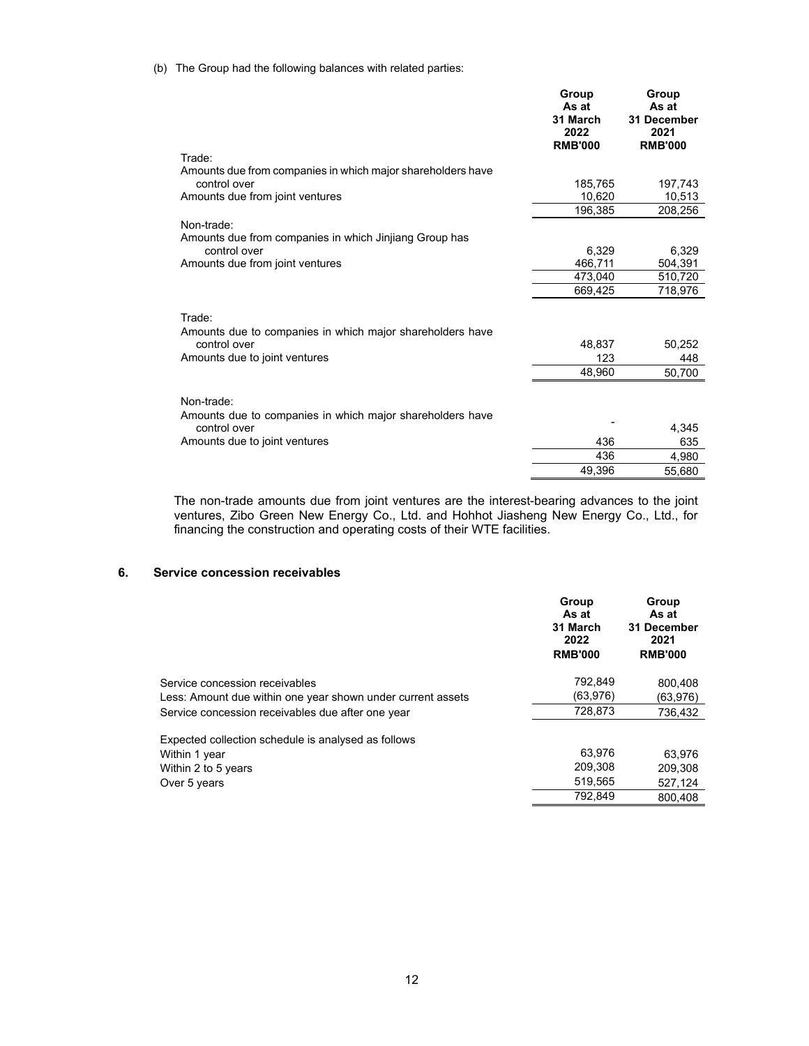(b) The Group had the following balances with related parties:

| | Group As at 31 March 2022 RMB'000 | Group As at 31 December 2021 RMB'000 |
|---|---|---|
| Trade: | | |
| Amounts due from companies in which major shareholders have control over | 185,765 | 197,743 |
| Amounts due from joint ventures | 10,620 | 10,513 |
| | 196,385 | 208,256 |
| Non-trade: | | |
| Amounts due from companies in which Jinjiang Group has control over | 6,329 | 6,329 |
| Amounts due from joint ventures | 466,711 | 504,391 |
| | 473,040 | 510,720 |
| | 669,425 | 718,976 |
| Trade: | | |
| Amounts due to companies in which major shareholders have control over | 48,837 | 50,252 |
| Amounts due to joint ventures | 123 | 448 |
| | 48,960 | 50,700 |
| Non-trade: | | |
| Amounts due to companies in which major shareholders have control over | - | 4,345 |
| Amounts due to joint ventures | 436 | 635 |
| | 436 | 4,980 |
| | 49,396 | 55,680 |

The non-trade amounts due from joint ventures are the interest-bearing advances to the joint ventures, Zibo Green New Energy Co., Ltd. and Hohhot Jiasheng New Energy Co., Ltd., for financing the construction and operating costs of their WTE facilities.

## 6. Service concession receivables

| | Group As at 31 March 2022 RMB'000 | Group As at 31 December 2021 RMB'000 |
|---|---|---|
| Service concession receivables | 792,849 | 800,408 |
| Less: Amount due within one year shown under current assets | (63,976) | (63,976) |
| Service concession receivables due after one year | 728,873 | 736,432 |
| Expected collection schedule is analysed as follows | | |
| Within 1 year | 63,976 | 63,976 |
| Within 2 to 5 years | 209,308 | 209,308 |
| Over 5 years | 519,565 | 527,124 |
| | 792,849 | 800,408 |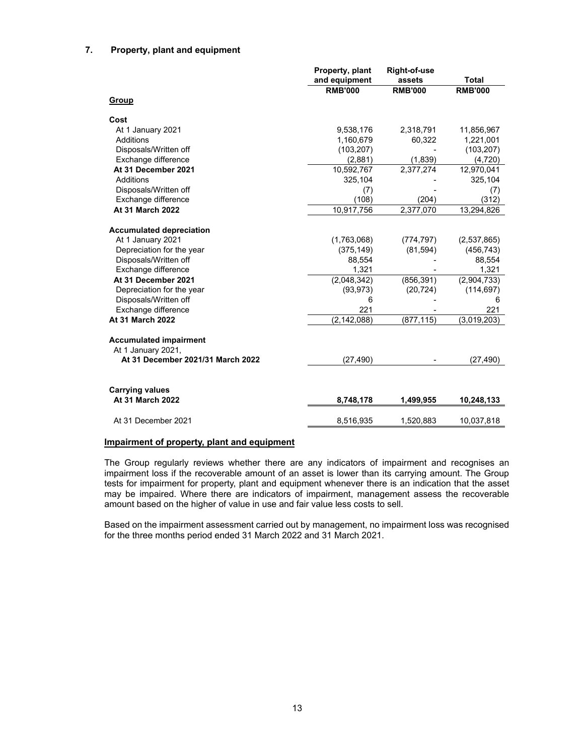## 7. Property, plant and equipment

| | Property, plant and equipment | Right-of-use assets | Total |
|---|---|---|---|
| | RMB'000 | RMB'000 | RMB'000 |
| **Group** | | | |
| **Cost** | | | |
| At 1 January 2021 | 9,538,176 | 2,318,791 | 11,856,967 |
| Additions | 1,160,679 | 60,322 | 1,221,001 |
| Disposals/Written off | (103,207) | - | (103,207) |
| Exchange difference | (2,881) | (1,839) | (4,720) |
| **At 31 December 2021** | 10,592,767 | 2,377,274 | 12,970,041 |
| Additions | 325,104 | - | 325,104 |
| Disposals/Written off | (7) | - | (7) |
| Exchange difference | (108) | (204) | (312) |
| **At 31 March 2022** | 10,917,756 | 2,377,070 | 13,294,826 |
| **Accumulated depreciation** | | | |
| At 1 January 2021 | (1,763,068) | (774,797) | (2,537,865) |
| Depreciation for the year | (375,149) | (81,594) | (456,743) |
| Disposals/Written off | 88,554 | - | 88,554 |
| Exchange difference | 1,321 | - | 1,321 |
| **At 31 December 2021** | (2,048,342) | (856,391) | (2,904,733) |
| Depreciation for the year | (93,973) | (20,724) | (114,697) |
| Disposals/Written off | 6 | - | 6 |
| Exchange difference | 221 | - | 221 |
| **At 31 March 2022** | (2,142,088) | (877,115) | (3,019,203) |
| **Accumulated impairment** | | | |
| At 1 January 2021, **At 31 December 2021/31 March 2022** | (27,490) | - | (27,490) |
| **Carrying values** | | | |
| **At 31 March 2022** | **8,748,178** | **1,499,955** | **10,248,133** |
| At 31 December 2021 | 8,516,935 | 1,520,883 | 10,037,818 |

**Impairment of property, plant and equipment**

The Group regularly reviews whether there are any indicators of impairment and recognises an impairment loss if the recoverable amount of an asset is lower than its carrying amount. The Group tests for impairment for property, plant and equipment whenever there is an indication that the asset may be impaired. Where there are indicators of impairment, management assess the recoverable amount based on the higher of value in use and fair value less costs to sell.

Based on the impairment assessment carried out by management, no impairment loss was recognised for the three months period ended 31 March 2022 and 31 March 2021.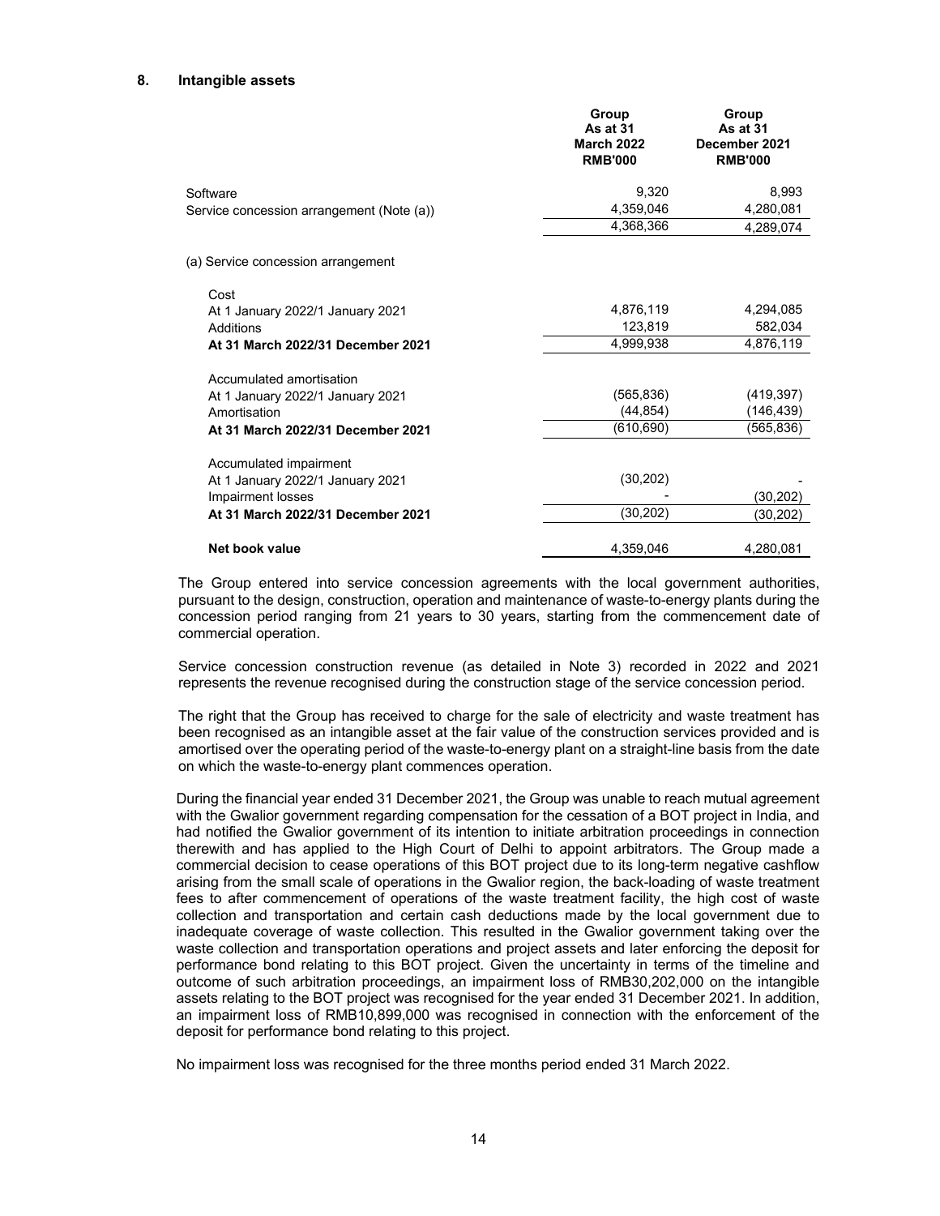## 8. Intangible assets

| | Group As at 31 March 2022 RMB'000 | Group As at 31 December 2021 RMB'000 |
|---|---|---|
| Software | 9,320 | 8,993 |
| Service concession arrangement (Note (a)) | 4,359,046 | 4,280,081 |
| | 4,368,366 | 4,289,074 |

(a) Service concession arrangement

| | Group As at 31 March 2022 RMB'000 | Group As at 31 December 2021 RMB'000 |
|---|---|---|
| Cost | | |
| At 1 January 2022/1 January 2021 | 4,876,119 | 4,294,085 |
| Additions | 123,819 | 582,034 |
| **At 31 March 2022/31 December 2021** | 4,999,938 | 4,876,119 |
| Accumulated amortisation | | |
| At 1 January 2022/1 January 2021 | (565,836) | (419,397) |
| Amortisation | (44,854) | (146,439) |
| **At 31 March 2022/31 December 2021** | (610,690) | (565,836) |
| Accumulated impairment | | |
| At 1 January 2022/1 January 2021 | (30,202) | - |
| Impairment losses | - | (30,202) |
| **At 31 March 2022/31 December 2021** | (30,202) | (30,202) |
| **Net book value** | 4,359,046 | 4,280,081 |

The Group entered into service concession agreements with the local government authorities, pursuant to the design, construction, operation and maintenance of waste-to-energy plants during the concession period ranging from 21 years to 30 years, starting from the commencement date of commercial operation.

Service concession construction revenue (as detailed in Note 3) recorded in 2022 and 2021 represents the revenue recognised during the construction stage of the service concession period.

The right that the Group has received to charge for the sale of electricity and waste treatment has been recognised as an intangible asset at the fair value of the construction services provided and is amortised over the operating period of the waste-to-energy plant on a straight-line basis from the date on which the waste-to-energy plant commences operation.

During the financial year ended 31 December 2021, the Group was unable to reach mutual agreement with the Gwalior government regarding compensation for the cessation of a BOT project in India, and had notified the Gwalior government of its intention to initiate arbitration proceedings in connection therewith and has applied to the High Court of Delhi to appoint arbitrators. The Group made a commercial decision to cease operations of this BOT project due to its long-term negative cashflow arising from the small scale of operations in the Gwalior region, the back-loading of waste treatment fees to after commencement of operations of the waste treatment facility, the high cost of waste collection and transportation and certain cash deductions made by the local government due to inadequate coverage of waste collection. This resulted in the Gwalior government taking over the waste collection and transportation operations and project assets and later enforcing the deposit for performance bond relating to this BOT project. Given the uncertainty in terms of the timeline and outcome of such arbitration proceedings, an impairment loss of RMB30,202,000 on the intangible assets relating to the BOT project was recognised for the year ended 31 December 2021. In addition, an impairment loss of RMB10,899,000 was recognised in connection with the enforcement of the deposit for performance bond relating to this project.

No impairment loss was recognised for the three months period ended 31 March 2022.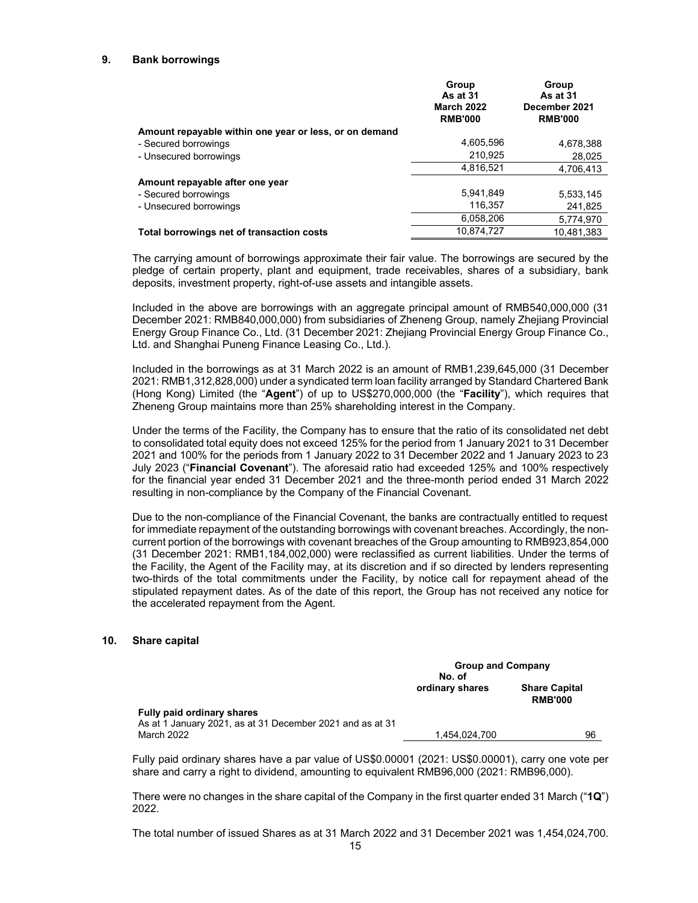## 9. Bank borrowings

| | Group As at 31 March 2022 RMB'000 | Group As at 31 December 2021 RMB'000 |
|---|---|---|
| **Amount repayable within one year or less, or on demand** | | |
| - Secured borrowings | 4,605,596 | 4,678,388 |
| - Unsecured borrowings | 210,925 | 28,025 |
| | 4,816,521 | 4,706,413 |
| **Amount repayable after one year** | | |
| - Secured borrowings | 5,941,849 | 5,533,145 |
| - Unsecured borrowings | 116,357 | 241,825 |
| | 6,058,206 | 5,774,970 |
| **Total borrowings net of transaction costs** | 10,874,727 | 10,481,383 |

The carrying amount of borrowings approximate their fair value. The borrowings are secured by the pledge of certain property, plant and equipment, trade receivables, shares of a subsidiary, bank deposits, investment property, right-of-use assets and intangible assets.

Included in the above are borrowings with an aggregate principal amount of RMB540,000,000 (31 December 2021: RMB840,000,000) from subsidiaries of Zheneng Group, namely Zhejiang Provincial Energy Group Finance Co., Ltd. (31 December 2021: Zhejiang Provincial Energy Group Finance Co., Ltd. and Shanghai Puneng Finance Leasing Co., Ltd.).

Included in the borrowings as at 31 March 2022 is an amount of RMB1,239,645,000 (31 December 2021: RMB1,312,828,000) under a syndicated term loan facility arranged by Standard Chartered Bank (Hong Kong) Limited (the "**Agent**") of up to US$270,000,000 (the "**Facility**"), which requires that Zheneng Group maintains more than 25% shareholding interest in the Company.

Under the terms of the Facility, the Company has to ensure that the ratio of its consolidated net debt to consolidated total equity does not exceed 125% for the period from 1 January 2021 to 31 December 2021 and 100% for the periods from 1 January 2022 to 31 December 2022 and 1 January 2023 to 23 July 2023 ("**Financial Covenant**"). The aforesaid ratio had exceeded 125% and 100% respectively for the financial year ended 31 December 2021 and the three-month period ended 31 March 2022 resulting in non-compliance by the Company of the Financial Covenant.

Due to the non-compliance of the Financial Covenant, the banks are contractually entitled to request for immediate repayment of the outstanding borrowings with covenant breaches. Accordingly, the non-current portion of the borrowings with covenant breaches of the Group amounting to RMB923,854,000 (31 December 2021: RMB1,184,002,000) were reclassified as current liabilities. Under the terms of the Facility, the Agent of the Facility may, at its discretion and if so directed by lenders representing two-thirds of the total commitments under the Facility, by notice call for repayment ahead of the stipulated repayment dates. As of the date of this report, the Group has not received any notice for the accelerated repayment from the Agent.

## 10. Share capital

| | Group and Company | |
|---|---|---|
| | No. of ordinary shares | Share Capital RMB'000 |
| **Fully paid ordinary shares** | | |
| As at 1 January 2021, as at 31 December 2021 and as at 31 March 2022 | 1,454,024,700 | 96 |

Fully paid ordinary shares have a par value of US$0.00001 (2021: US$0.00001), carry one vote per share and carry a right to dividend, amounting to equivalent RMB96,000 (2021: RMB96,000).

There were no changes in the share capital of the Company in the first quarter ended 31 March ("**1Q**") 2022.

The total number of issued Shares as at 31 March 2022 and 31 December 2021 was 1,454,024,700.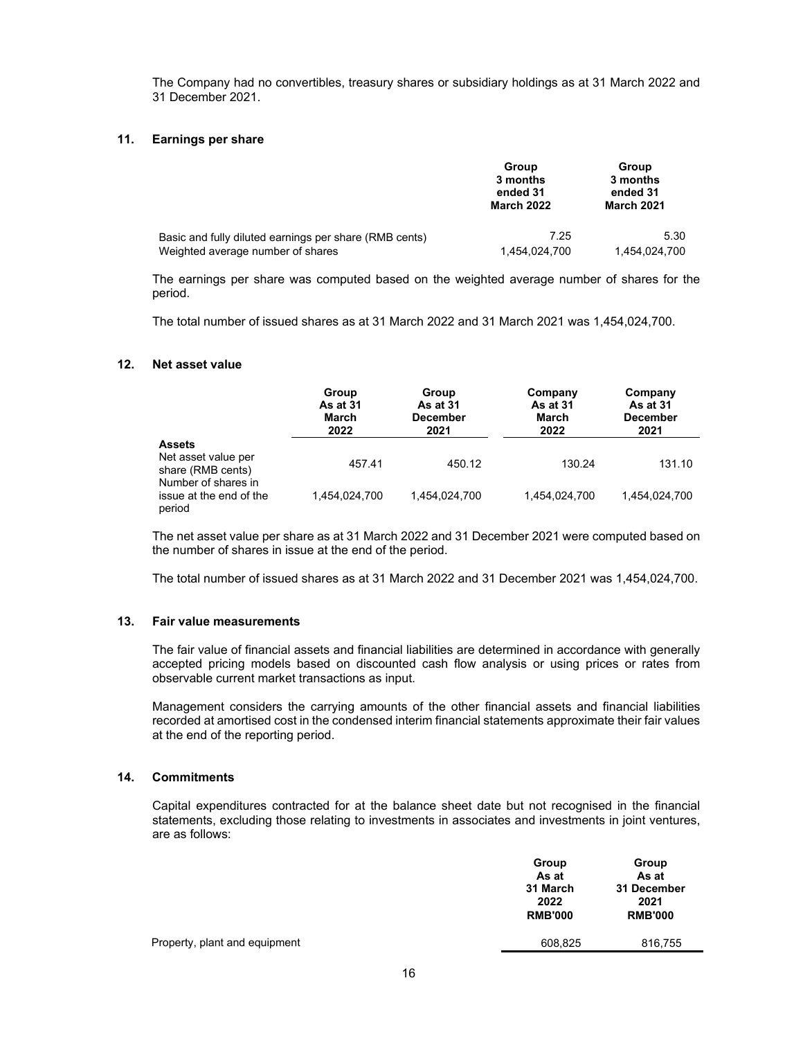The Company had no convertibles, treasury shares or subsidiary holdings as at 31 March 2022 and 31 December 2021.

## 11. Earnings per share

| | Group 3 months ended 31 March 2022 | Group 3 months ended 31 March 2021 |
|---|---|---|
| Basic and fully diluted earnings per share (RMB cents) | 7.25 | 5.30 |
| Weighted average number of shares | 1,454,024,700 | 1,454,024,700 |

The earnings per share was computed based on the weighted average number of shares for the period.

The total number of issued shares as at 31 March 2022 and 31 March 2021 was 1,454,024,700.

## 12. Net asset value

| | Group As at 31 March 2022 | Group As at 31 December 2021 | Company As at 31 March 2022 | Company As at 31 December 2021 |
|---|---|---|---|---|
| **Assets** | | | | |
| Net asset value per share (RMB cents) | 457.41 | 450.12 | 130.24 | 131.10 |
| Number of shares in issue at the end of the period | 1,454,024,700 | 1,454,024,700 | 1,454,024,700 | 1,454,024,700 |

The net asset value per share as at 31 March 2022 and 31 December 2021 were computed based on the number of shares in issue at the end of the period.

The total number of issued shares as at 31 March 2022 and 31 December 2021 was 1,454,024,700.

## 13. Fair value measurements

The fair value of financial assets and financial liabilities are determined in accordance with generally accepted pricing models based on discounted cash flow analysis or using prices or rates from observable current market transactions as input.

Management considers the carrying amounts of the other financial assets and financial liabilities recorded at amortised cost in the condensed interim financial statements approximate their fair values at the end of the reporting period.

## 14. Commitments

Capital expenditures contracted for at the balance sheet date but not recognised in the financial statements, excluding those relating to investments in associates and investments in joint ventures, are as follows:

| | Group As at 31 March 2022 RMB'000 | Group As at 31 December 2021 RMB'000 |
|---|---|---|
| Property, plant and equipment | 608,825 | 816,755 |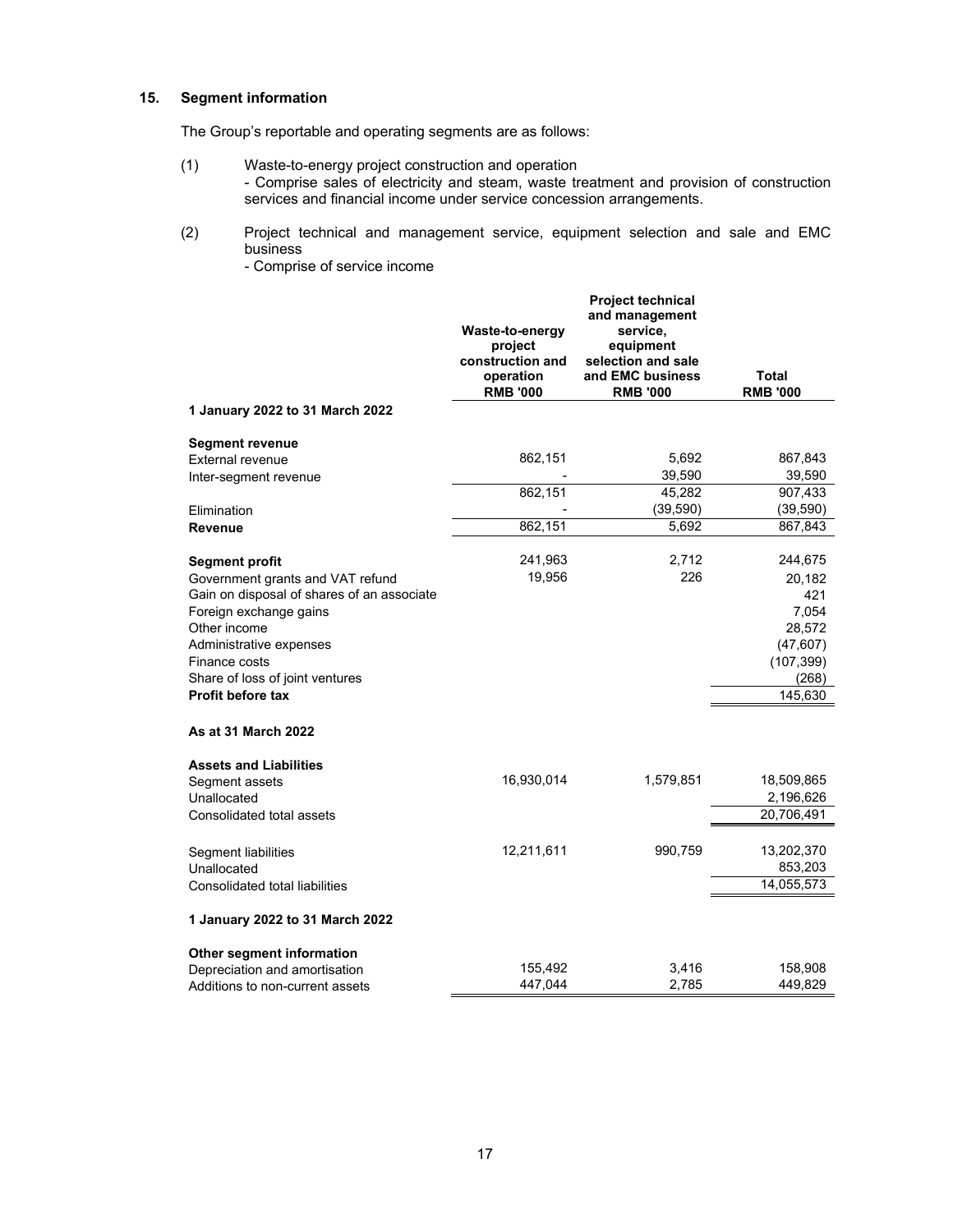## 15. Segment information

The Group's reportable and operating segments are as follows:

(1) Waste-to-energy project construction and operation
- Comprise sales of electricity and steam, waste treatment and provision of construction services and financial income under service concession arrangements.

(2) Project technical and management service, equipment selection and sale and EMC business
- Comprise of service income

| | Waste-to-energy project construction and operation RMB '000 | Project technical and management service, equipment selection and sale and EMC business RMB '000 | Total RMB '000 |
|---|---|---|---|
| **1 January 2022 to 31 March 2022** | | | |
| **Segment revenue** | | | |
| External revenue | 862,151 | 5,692 | 867,843 |
| Inter-segment revenue | - | 39,590 | 39,590 |
| | 862,151 | 45,282 | 907,433 |
| Elimination | - | (39,590) | (39,590) |
| **Revenue** | 862,151 | 5,692 | 867,843 |
| **Segment profit** | 241,963 | 2,712 | 244,675 |
| Government grants and VAT refund | 19,956 | 226 | 20,182 |
| Gain on disposal of shares of an associate | | | 421 |
| Foreign exchange gains | | | 7,054 |
| Other income | | | 28,572 |
| Administrative expenses | | | (47,607) |
| Finance costs | | | (107,399) |
| Share of loss of joint ventures | | | (268) |
| **Profit before tax** | | | 145,630 |
| **As at 31 March 2022** | | | |
| **Assets and Liabilities** | | | |
| Segment assets | 16,930,014 | 1,579,851 | 18,509,865 |
| Unallocated | | | 2,196,626 |
| Consolidated total assets | | | 20,706,491 |
| Segment liabilities | 12,211,611 | 990,759 | 13,202,370 |
| Unallocated | | | 853,203 |
| Consolidated total liabilities | | | 14,055,573 |
| **1 January 2022 to 31 March 2022** | | | |
| **Other segment information** | | | |
| Depreciation and amortisation | 155,492 | 3,416 | 158,908 |
| Additions to non-current assets | 447,044 | 2,785 | 449,829 |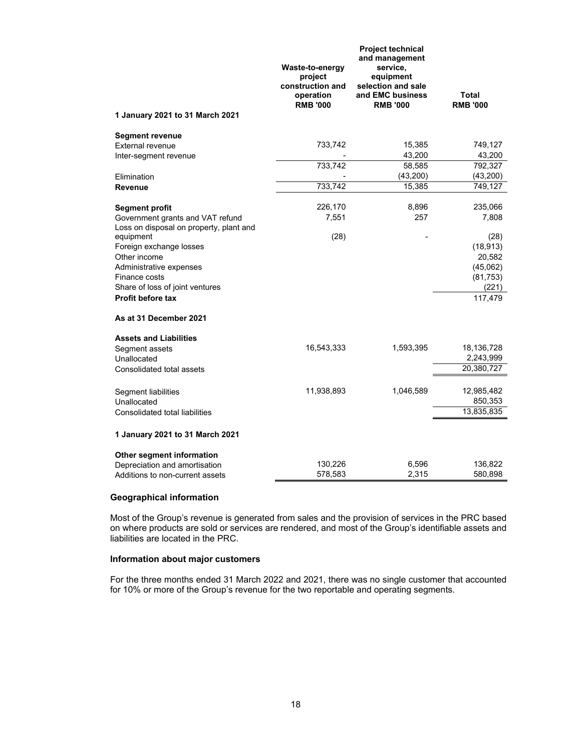| | Waste-to-energy project construction and operation RMB '000 | Project technical and management service, equipment selection and sale and EMC business RMB '000 | Total RMB '000 |
|---|---|---|---|
| **1 January 2021 to 31 March 2021** | | | |
| **Segment revenue** | | | |
| External revenue | 733,742 | 15,385 | 749,127 |
| Inter-segment revenue | - | 43,200 | 43,200 |
| | 733,742 | 58,585 | 792,327 |
| Elimination | - | (43,200) | (43,200) |
| **Revenue** | 733,742 | 15,385 | 749,127 |
| **Segment profit** | 226,170 | 8,896 | 235,066 |
| Government grants and VAT refund | 7,551 | 257 | 7,808 |
| Loss on disposal on property, plant and equipment | (28) | - | (28) |
| Foreign exchange losses | | | (18,913) |
| Other income | | | 20,582 |
| Administrative expenses | | | (45,062) |
| Finance costs | | | (81,753) |
| Share of loss of joint ventures | | | (221) |
| **Profit before tax** | | | 117,479 |
| **As at 31 December 2021** | | | |
| **Assets and Liabilities** | | | |
| Segment assets | 16,543,333 | 1,593,395 | 18,136,728 |
| Unallocated | | | 2,243,999 |
| Consolidated total assets | | | 20,380,727 |
| Segment liabilities | 11,938,893 | 1,046,589 | 12,985,482 |
| Unallocated | | | 850,353 |
| Consolidated total liabilities | | | 13,835,835 |
| **1 January 2021 to 31 March 2021** | | | |
| **Other segment information** | | | |
| Depreciation and amortisation | 130,226 | 6,596 | 136,822 |
| Additions to non-current assets | 578,583 | 2,315 | 580,898 |

**Geographical information**

Most of the Group's revenue is generated from sales and the provision of services in the PRC based on where products are sold or services are rendered, and most of the Group's identifiable assets and liabilities are located in the PRC.

**Information about major customers**

For the three months ended 31 March 2022 and 2021, there was no single customer that accounted for 10% or more of the Group's revenue for the two reportable and operating segments.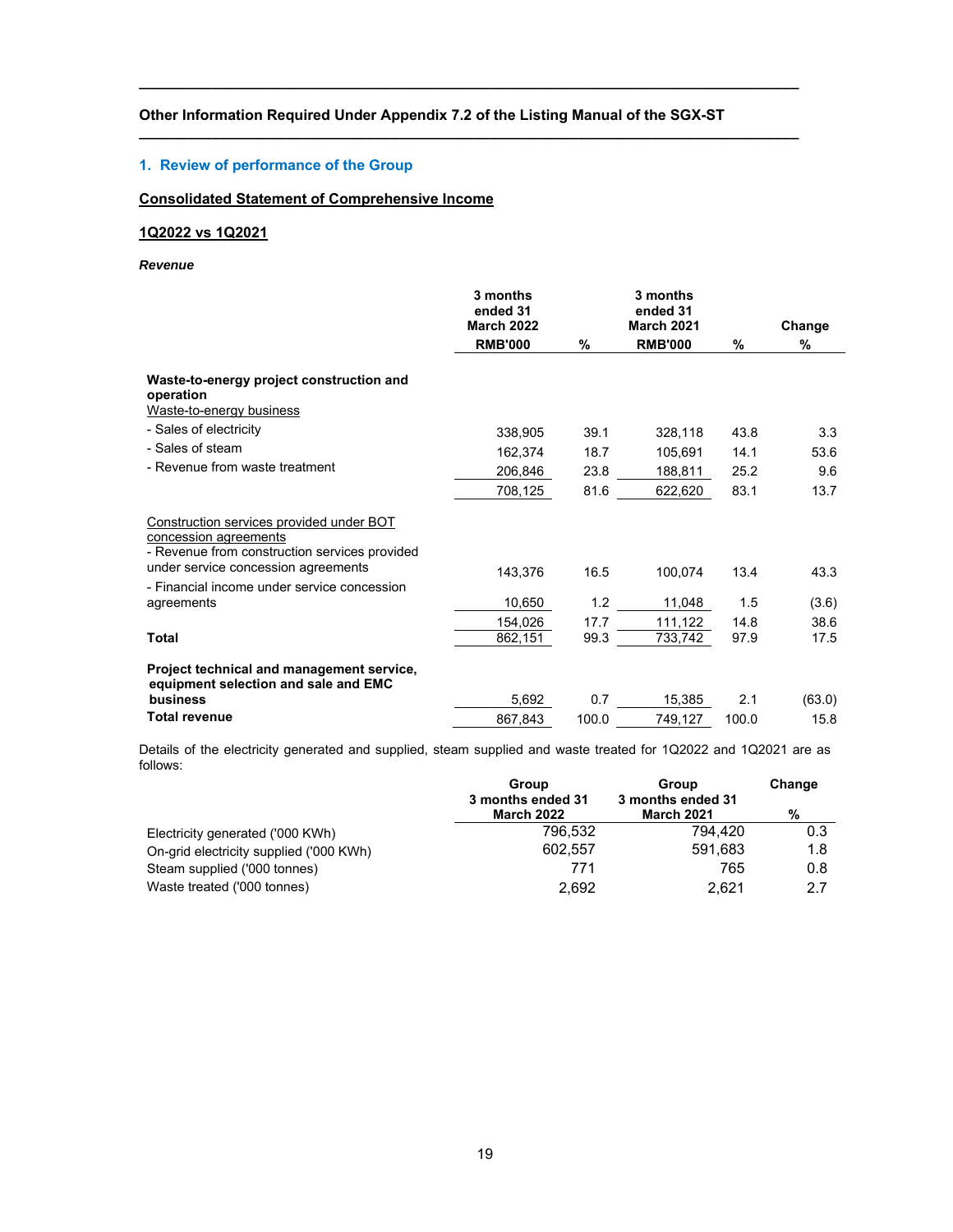**Other Information Required Under Appendix 7.2 of the Listing Manual of the SGX-ST**

## 1. Review of performance of the Group

**Consolidated Statement of Comprehensive Income**

**1Q2022 vs 1Q2021**

***Revenue***

| | 3 months ended 31 March 2022 RMB'000 | % | 3 months ended 31 March 2021 RMB'000 | % | Change % |
|---|---|---|---|---|---|
| **Waste-to-energy project construction and operation** | | | | | |
| Waste-to-energy business | | | | | |
| - Sales of electricity | 338,905 | 39.1 | 328,118 | 43.8 | 3.3 |
| - Sales of steam | 162,374 | 18.7 | 105,691 | 14.1 | 53.6 |
| - Revenue from waste treatment | 206,846 | 23.8 | 188,811 | 25.2 | 9.6 |
| | 708,125 | 81.6 | 622,620 | 83.1 | 13.7 |
| Construction services provided under BOT concession agreements | | | | | |
| - Revenue from construction services provided under service concession agreements | 143,376 | 16.5 | 100,074 | 13.4 | 43.3 |
| - Financial income under service concession agreements | 10,650 | 1.2 | 11,048 | 1.5 | (3.6) |
| | 154,026 | 17.7 | 111,122 | 14.8 | 38.6 |
| **Total** | 862,151 | 99.3 | 733,742 | 97.9 | 17.5 |
| **Project technical and management service, equipment selection and sale and EMC business** | 5,692 | 0.7 | 15,385 | 2.1 | (63.0) |
| **Total revenue** | 867,843 | 100.0 | 749,127 | 100.0 | 15.8 |

Details of the electricity generated and supplied, steam supplied and waste treated for 1Q2022 and 1Q2021 are as follows:

| | Group 3 months ended 31 March 2022 | Group 3 months ended 31 March 2021 | Change % |
|---|---|---|---|
| Electricity generated ('000 KWh) | 796,532 | 794,420 | 0.3 |
| On-grid electricity supplied ('000 KWh) | 602,557 | 591,683 | 1.8 |
| Steam supplied ('000 tonnes) | 771 | 765 | 0.8 |
| Waste treated ('000 tonnes) | 2,692 | 2,621 | 2.7 |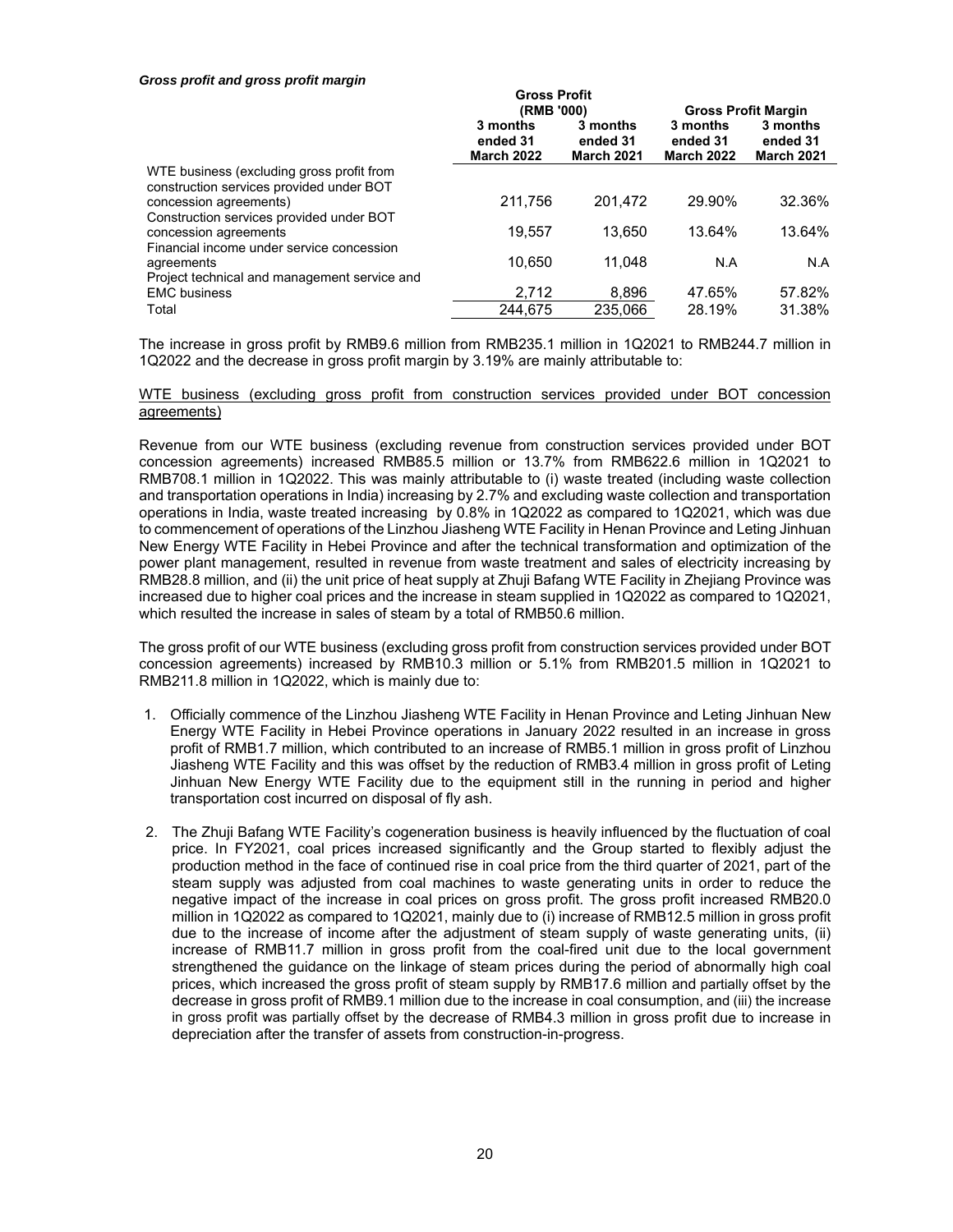***Gross profit and gross profit margin***

| | Gross Profit (RMB '000) | | Gross Profit Margin | |
|---|---|---|---|---|
| | 3 months ended 31 March 2022 | 3 months ended 31 March 2021 | 3 months ended 31 March 2022 | 3 months ended 31 March 2021 |
| WTE business (excluding gross profit from construction services provided under BOT concession agreements) | 211,756 | 201,472 | 29.90% | 32.36% |
| Construction services provided under BOT concession agreements | 19,557 | 13,650 | 13.64% | 13.64% |
| Financial income under service concession agreements | 10,650 | 11,048 | N.A | N.A |
| Project technical and management service and EMC business | 2,712 | 8,896 | 47.65% | 57.82% |
| Total | 244,675 | 235,066 | 28.19% | 31.38% |

The increase in gross profit by RMB9.6 million from RMB235.1 million in 1Q2021 to RMB244.7 million in 1Q2022 and the decrease in gross profit margin by 3.19% are mainly attributable to:

<u>WTE business (excluding gross profit from construction services provided under BOT concession agreements)</u>

Revenue from our WTE business (excluding revenue from construction services provided under BOT concession agreements) increased RMB85.5 million or 13.7% from RMB622.6 million in 1Q2021 to RMB708.1 million in 1Q2022. This was mainly attributable to (i) waste treated (including waste collection and transportation operations in India) increasing by 2.7% and excluding waste collection and transportation operations in India, waste treated increasing by 0.8% in 1Q2022 as compared to 1Q2021, which was due to commencement of operations of the Linzhou Jiasheng WTE Facility in Henan Province and Leting Jinhuan New Energy WTE Facility in Hebei Province and after the technical transformation and optimization of the power plant management, resulted in revenue from waste treatment and sales of electricity increasing by RMB28.8 million, and (ii) the unit price of heat supply at Zhuji Bafang WTE Facility in Zhejiang Province was increased due to higher coal prices and the increase in steam supplied in 1Q2022 as compared to 1Q2021, which resulted the increase in sales of steam by a total of RMB50.6 million.

The gross profit of our WTE business (excluding gross profit from construction services provided under BOT concession agreements) increased by RMB10.3 million or 5.1% from RMB201.5 million in 1Q2021 to RMB211.8 million in 1Q2022, which is mainly due to:

1. Officially commence of the Linzhou Jiasheng WTE Facility in Henan Province and Leting Jinhuan New Energy WTE Facility in Hebei Province operations in January 2022 resulted in an increase in gross profit of RMB1.7 million, which contributed to an increase of RMB5.1 million in gross profit of Linzhou Jiasheng WTE Facility and this was offset by the reduction of RMB3.4 million in gross profit of Leting Jinhuan New Energy WTE Facility due to the equipment still in the running in period and higher transportation cost incurred on disposal of fly ash.

2. The Zhuji Bafang WTE Facility's cogeneration business is heavily influenced by the fluctuation of coal price. In FY2021, coal prices increased significantly and the Group started to flexibly adjust the production method in the face of continued rise in coal price from the third quarter of 2021, part of the steam supply was adjusted from coal machines to waste generating units in order to reduce the negative impact of the increase in coal prices on gross profit. The gross profit increased RMB20.0 million in 1Q2022 as compared to 1Q2021, mainly due to (i) increase of RMB12.5 million in gross profit due to the increase of income after the adjustment of steam supply of waste generating units, (ii) increase of RMB11.7 million in gross profit from the coal-fired unit due to the local government strengthened the guidance on the linkage of steam prices during the period of abnormally high coal prices, which increased the gross profit of steam supply by RMB17.6 million and partially offset by the decrease in gross profit of RMB9.1 million due to the increase in coal consumption, and (iii) the increase in gross profit was partially offset by the decrease of RMB4.3 million in gross profit due to increase in depreciation after the transfer of assets from construction-in-progress.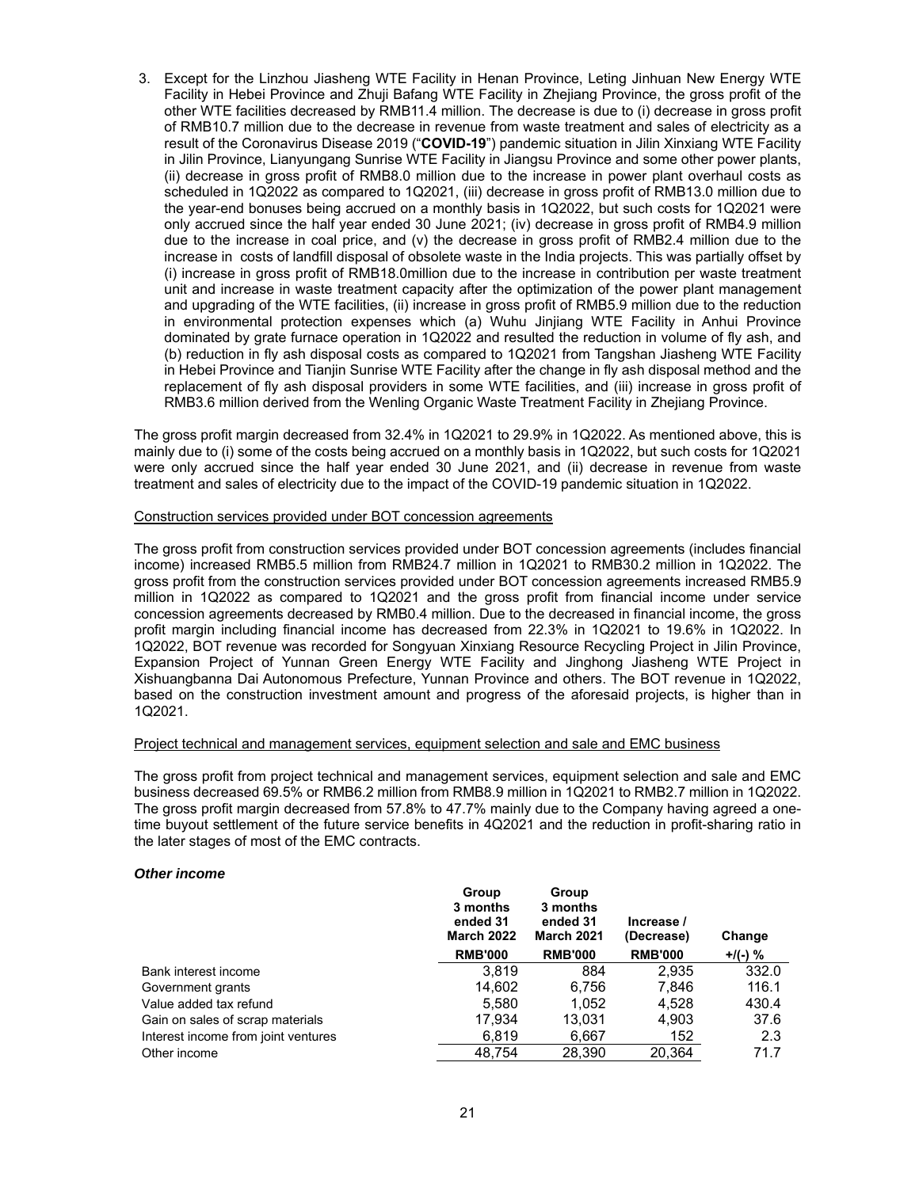3. Except for the Linzhou Jiasheng WTE Facility in Henan Province, Leting Jinhuan New Energy WTE Facility in Hebei Province and Zhuji Bafeng WTE Facility in Zhejiang Province, the gross profit of the other WTE facilities decreased by RMB11.4 million. The decrease is due to (i) decrease in gross profit of RMB10.7 million due to the decrease in revenue from waste treatment and sales of electricity as a result of the Coronavirus Disease 2019 ("**COVID-19**") pandemic situation in Jilin Xinxiang WTE Facility in Jilin Province, Lianyungang Sunrise WTE Facility in Jiangsu Province and some other power plants, (ii) decrease in gross profit of RMB8.0 million due to the increase in power plant overhaul costs as scheduled in 1Q2022 as compared to 1Q2021, (iii) decrease in gross profit of RMB13.0 million due to the year-end bonuses being accrued on a monthly basis in 1Q2022, but such costs for 1Q2021 were only accrued since the half year ended 30 June 2021; (iv) decrease in gross profit of RMB4.9 million due to the increase in coal price, and (v) the decrease in gross profit of RMB2.4 million due to the increase in costs of landfill disposal of obsolete waste in the India projects. This was partially offset by (i) increase in gross profit of RMB18.0million due to the increase in contribution per waste treatment unit and increase in waste treatment capacity after the optimization of the power plant management and upgrading of the WTE facilities, (ii) increase in gross profit of RMB5.9 million due to the reduction in environmental protection expenses which (a) Wuhu Jinjiang WTE Facility in Anhui Province dominated by grate furnace operation in 1Q2022 and resulted the reduction in volume of fly ash, and (b) reduction in fly ash disposal costs as compared to 1Q2021 from Tangshan Jiasheng WTE Facility in Hebei Province and Tianjin Sunrise WTE Facility after the change in fly ash disposal method and the replacement of fly ash disposal providers in some WTE facilities, and (iii) increase in gross profit of RMB3.6 million derived from the Wenling Organic Waste Treatment Facility in Zhejiang Province.

The gross profit margin decreased from 32.4% in 1Q2021 to 29.9% in 1Q2022. As mentioned above, this is mainly due to (i) some of the costs being accrued on a monthly basis in 1Q2022, but such costs for 1Q2021 were only accrued since the half year ended 30 June 2021, and (ii) decrease in revenue from waste treatment and sales of electricity due to the impact of the COVID-19 pandemic situation in 1Q2022.

Construction services provided under BOT concession agreements

The gross profit from construction services provided under BOT concession agreements (includes financial income) increased RMB5.5 million from RMB24.7 million in 1Q2021 to RMB30.2 million in 1Q2022. The gross profit from the construction services provided under BOT concession agreements increased RMB5.9 million in 1Q2022 as compared to 1Q2021 and the gross profit from financial income under service concession agreements decreased by RMB0.4 million. Due to the decreased in financial income, the gross profit margin including financial income has decreased from 22.3% in 1Q2021 to 19.6% in 1Q2022. In 1Q2022, BOT revenue was recorded for Songyuan Xinxiang Resource Recycling Project in Jilin Province, Expansion Project of Yunnan Green Energy WTE Facility and Jinghong Jiasheng WTE Project in Xishuangbanna Dai Autonomous Prefecture, Yunnan Province and others. The BOT revenue in 1Q2022, based on the construction investment amount and progress of the aforesaid projects, is higher than in 1Q2021.

Project technical and management services, equipment selection and sale and EMC business

The gross profit from project technical and management services, equipment selection and sale and EMC business decreased 69.5% or RMB6.2 million from RMB8.9 million in 1Q2021 to RMB2.7 million in 1Q2022. The gross profit margin decreased from 57.8% to 47.7% mainly due to the Company having agreed a one-time buyout settlement of the future service benefits in 4Q2021 and the reduction in profit-sharing ratio in the later stages of most of the EMC contracts.

***Other income***

| | Group 3 months ended 31 March 2022 | Group 3 months ended 31 March 2021 | Increase / (Decrease) | Change |
|---|---|---|---|---|
| | RMB'000 | RMB'000 | RMB'000 | +/(-) % |
| Bank interest income | 3,819 | 884 | 2,935 | 332.0 |
| Government grants | 14,602 | 6,756 | 7,846 | 116.1 |
| Value added tax refund | 5,580 | 1,052 | 4,528 | 430.4 |
| Gain on sales of scrap materials | 17,934 | 13,031 | 4,903 | 37.6 |
| Interest income from joint ventures | 6,819 | 6,667 | 152 | 2.3 |
| Other income | 48,754 | 28,390 | 20,364 | 71.7 |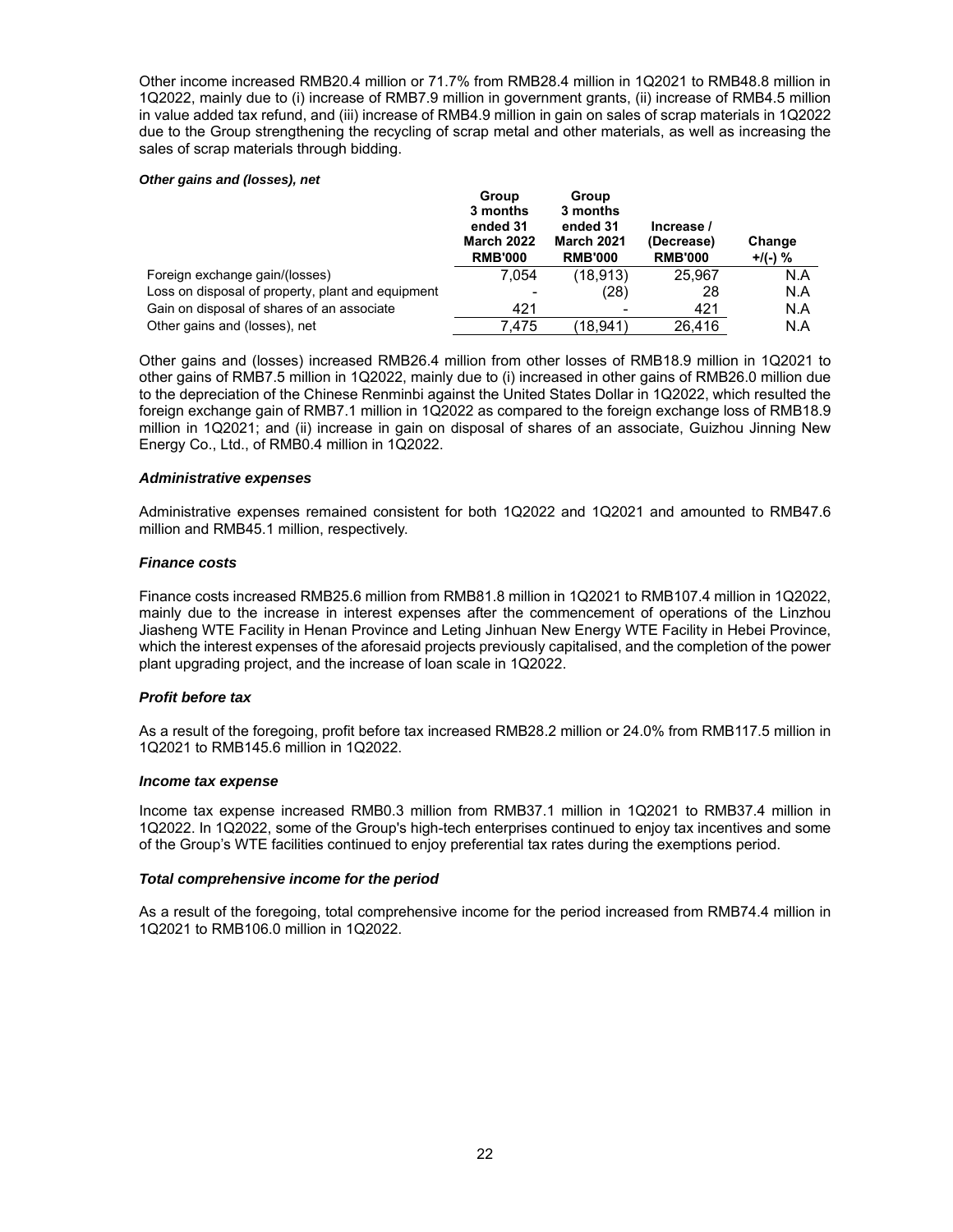Other income increased RMB20.4 million or 71.7% from RMB28.4 million in 1Q2021 to RMB48.8 million in 1Q2022, mainly due to (i) increase of RMB7.9 million in government grants, (ii) increase of RMB4.5 million in value added tax refund, and (iii) increase of RMB4.9 million in gain on sales of scrap materials in 1Q2022 due to the Group strengthening the recycling of scrap metal and other materials, as well as increasing the sales of scrap materials through bidding.

***Other gains and (losses), net***

| | Group 3 months ended 31 March 2022 RMB'000 | Group 3 months ended 31 March 2021 RMB'000 | Increase / (Decrease) RMB'000 | Change +/(-) % |
|---|---|---|---|---|
| Foreign exchange gain/(losses) | 7,054 | (18,913) | 25,967 | N.A |
| Loss on disposal of property, plant and equipment | - | (28) | 28 | N.A |
| Gain on disposal of shares of an associate | 421 | - | 421 | N.A |
| Other gains and (losses), net | 7,475 | (18,941) | 26,416 | N.A |

Other gains and (losses) increased RMB26.4 million from other losses of RMB18.9 million in 1Q2021 to other gains of RMB7.5 million in 1Q2022, mainly due to (i) increased in other gains of RMB26.0 million due to the depreciation of the Chinese Renminbi against the United States Dollar in 1Q2022, which resulted the foreign exchange gain of RMB7.1 million in 1Q2022 as compared to the foreign exchange loss of RMB18.9 million in 1Q2021; and (ii) increase in gain on disposal of shares of an associate, Guizhou Jinning New Energy Co., Ltd., of RMB0.4 million in 1Q2022.

***Administrative expenses***

Administrative expenses remained consistent for both 1Q2022 and 1Q2021 and amounted to RMB47.6 million and RMB45.1 million, respectively.

***Finance costs***

Finance costs increased RMB25.6 million from RMB81.8 million in 1Q2021 to RMB107.4 million in 1Q2022, mainly due to the increase in interest expenses after the commencement of operations of the Linzhou Jiasheng WTE Facility in Henan Province and Leting Jinhuan New Energy WTE Facility in Hebei Province, which the interest expenses of the aforesaid projects previously capitalised, and the completion of the power plant upgrading project, and the increase of loan scale in 1Q2022.

***Profit before tax***

As a result of the foregoing, profit before tax increased RMB28.2 million or 24.0% from RMB117.5 million in 1Q2021 to RMB145.6 million in 1Q2022.

***Income tax expense***

Income tax expense increased RMB0.3 million from RMB37.1 million in 1Q2021 to RMB37.4 million in 1Q2022. In 1Q2022, some of the Group's high-tech enterprises continued to enjoy tax incentives and some of the Group's WTE facilities continued to enjoy preferential tax rates during the exemptions period.

***Total comprehensive income for the period***

As a result of the foregoing, total comprehensive income for the period increased from RMB74.4 million in 1Q2021 to RMB106.0 million in 1Q2022.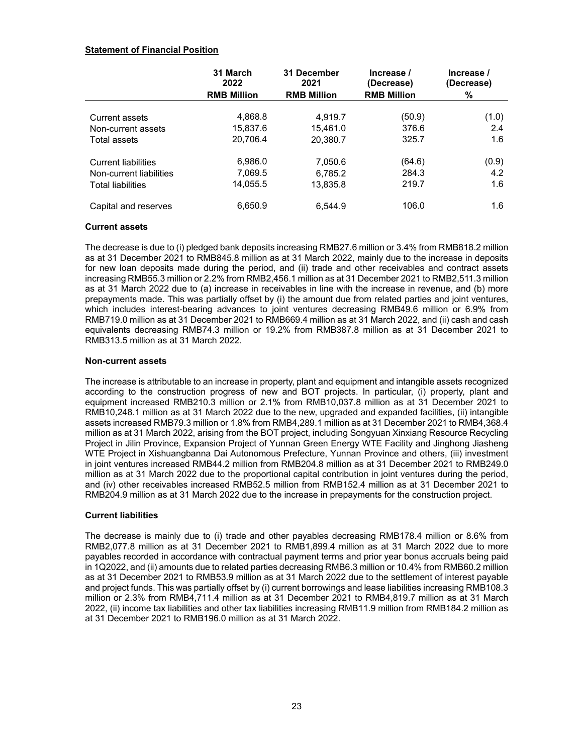**Statement of Financial Position**

| | 31 March 2022 RMB Million | 31 December 2021 RMB Million | Increase / (Decrease) RMB Million | Increase / (Decrease) % |
|---|---|---|---|---|
| Current assets | 4,868.8 | 4,919.7 | (50.9) | (1.0) |
| Non-current assets | 15,837.6 | 15,461.0 | 376.6 | 2.4 |
| Total assets | 20,706.4 | 20,380.7 | 325.7 | 1.6 |
| Current liabilities | 6,986.0 | 7,050.6 | (64.6) | (0.9) |
| Non-current liabilities | 7,069.5 | 6,785.2 | 284.3 | 4.2 |
| Total liabilities | 14,055.5 | 13,835.8 | 219.7 | 1.6 |
| Capital and reserves | 6,650.9 | 6,544.9 | 106.0 | 1.6 |

**Current assets**

The decrease is due to (i) pledged bank deposits increasing RMB27.6 million or 3.4% from RMB818.2 million as at 31 December 2021 to RMB845.8 million as at 31 March 2022, mainly due to the increase in deposits for new loan deposits made during the period, and (ii) trade and other receivables and contract assets increasing RMB55.3 million or 2.2% from RMB2,456.1 million as at 31 December 2021 to RMB2,511.3 million as at 31 March 2022 due to (a) increase in receivables in line with the increase in revenue, and (b) more prepayments made. This was partially offset by (i) the amount due from related parties and joint ventures, which includes interest-bearing advances to joint ventures decreasing RMB49.6 million or 6.9% from RMB719.0 million as at 31 December 2021 to RMB669.4 million as at 31 March 2022, and (ii) cash and cash equivalents decreasing RMB74.3 million or 19.2% from RMB387.8 million as at 31 December 2021 to RMB313.5 million as at 31 March 2022.

**Non-current assets**

The increase is attributable to an increase in property, plant and equipment and intangible assets recognized according to the construction progress of new and BOT projects. In particular, (i) property, plant and equipment increased RMB210.3 million or 2.1% from RMB10,037.8 million as at 31 December 2021 to RMB10,248.1 million as at 31 March 2022 due to the new, upgraded and expanded facilities, (ii) intangible assets increased RMB79.3 million or 1.8% from RMB4,289.1 million as at 31 December 2021 to RMB4,368.4 million as at 31 March 2022, arising from the BOT project, including Songyuan Xinxiang Resource Recycling Project in Jilin Province, Expansion Project of Yunnan Green Energy WTE Facility and Jinghong Jiasheng WTE Project in Xishuangbanna Dai Autonomous Prefecture, Yunnan Province and others, (iii) investment in joint ventures increased RMB44.2 million from RMB204.8 million as at 31 December 2021 to RMB249.0 million as at 31 March 2022 due to the proportional capital contribution in joint ventures during the period, and (iv) other receivables increased RMB52.5 million from RMB152.4 million as at 31 December 2021 to RMB204.9 million as at 31 March 2022 due to the increase in prepayments for the construction project.

**Current liabilities**

The decrease is mainly due to (i) trade and other payables decreasing RMB178.4 million or 8.6% from RMB2,077.8 million as at 31 December 2021 to RMB1,899.4 million as at 31 March 2022 due to more payables recorded in accordance with contractual payment terms and prior year bonus accruals being paid in 1Q2022, and (ii) amounts due to related parties decreasing RMB6.3 million or 10.4% from RMB60.2 million as at 31 December 2021 to RMB53.9 million as at 31 March 2022 due to the settlement of interest payable and project funds. This was partially offset by (i) current borrowings and lease liabilities increasing RMB108.3 million or 2.3% from RMB4,711.4 million as at 31 December 2021 to RMB4,819.7 million as at 31 March 2022, (ii) income tax liabilities and other tax liabilities increasing RMB11.9 million from RMB184.2 million as at 31 December 2021 to RMB196.0 million as at 31 March 2022.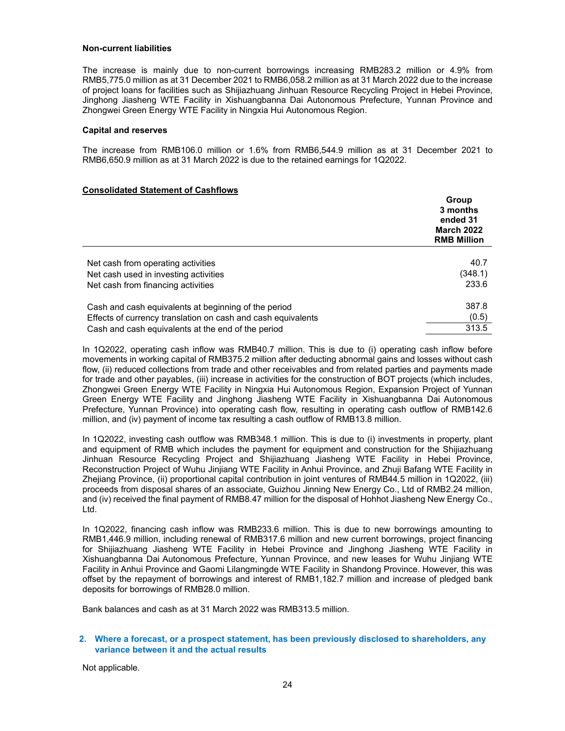**Non-current liabilities**

The increase is mainly due to non-current borrowings increasing RMB283.2 million or 4.9% from RMB5,775.0 million as at 31 December 2021 to RMB6,058.2 million as at 31 March 2022 due to the increase of project loans for facilities such as Shijiazhuang Jinhuan Resource Recycling Project in Hebei Province, Jinghong Jiasheng WTE Facility in Xishuangbanna Dai Autonomous Prefecture, Yunnan Province and Zhongwei Green Energy WTE Facility in Ningxia Hui Autonomous Region.

**Capital and reserves**

The increase from RMB106.0 million or 1.6% from RMB6,544.9 million as at 31 December 2021 to RMB6,650.9 million as at 31 March 2022 is due to the retained earnings for 1Q2022.

**Consolidated Statement of Cashflows**

| | Group 3 months ended 31 March 2022 RMB Million |
|---|---|
| Net cash from operating activities | 40.7 |
| Net cash used in investing activities | (348.1) |
| Net cash from financing activities | 233.6 |
| | |
| Cash and cash equivalents at beginning of the period | 387.8 |
| Effects of currency translation on cash and cash equivalents | (0.5) |
| Cash and cash equivalents at the end of the period | 313.5 |

In 1Q2022, operating cash inflow was RMB40.7 million. This is due to (i) operating cash inflow before movements in working capital of RMB375.2 million after deducting abnormal gains and losses without cash flow, (ii) reduced collections from trade and other receivables and from related parties and payments made for trade and other payables, (iii) increase in activities for the construction of BOT projects (which includes, Zhongwei Green Energy WTE Facility in Ningxia Hui Autonomous Region, Expansion Project of Yunnan Green Energy WTE Facility and Jinghong Jiasheng WTE Facility in Xishuangbanna Dai Autonomous Prefecture, Yunnan Province) into operating cash flow, resulting in operating cash outflow of RMB142.6 million, and (iv) payment of income tax resulting a cash outflow of RMB13.8 million.

In 1Q2022, investing cash outflow was RMB348.1 million. This is due to (i) investments in property, plant and equipment of RMB which includes the payment for equipment and construction for the Shijiazhuang Jinhuan Resource Recycling Project and Shijiazhuang Jiasheng WTE Facility in Hebei Province, Reconstruction Project of Wuhu Jinjiang WTE Facility in Anhui Province, and Zhuji Bafang WTE Facility in Zhejiang Province, (ii) proportional capital contribution in joint ventures of RMB44.5 million in 1Q2022, (iii) proceeds from disposal shares of an associate, Guizhou Jinning New Energy Co., Ltd of RMB2.24 million, and (iv) received the final payment of RMB8.47 million for the disposal of Hohhot Jiasheng New Energy Co., Ltd.

In 1Q2022, financing cash inflow was RMB233.6 million. This is due to new borrowings amounting to RMB1,446.9 million, including renewal of RMB317.6 million and new current borrowings, project financing for Shijiazhuang Jiasheng WTE Facility in Hebei Province and Jinghong Jiasheng WTE Facility in Xishuangbanna Dai Autonomous Prefecture, Yunnan Province, and new leases for Wuhu Jinjiang WTE Facility in Anhui Province and Gaomi Lilangmingde WTE Facility in Shandong Province. However, this was offset by the repayment of borrowings and interest of RMB1,182.7 million and increase of pledged bank deposits for borrowings of RMB28.0 million.

Bank balances and cash as at 31 March 2022 was RMB313.5 million.

## 2. Where a forecast, or a prospect statement, has been previously disclosed to shareholders, any variance between it and the actual results

Not applicable.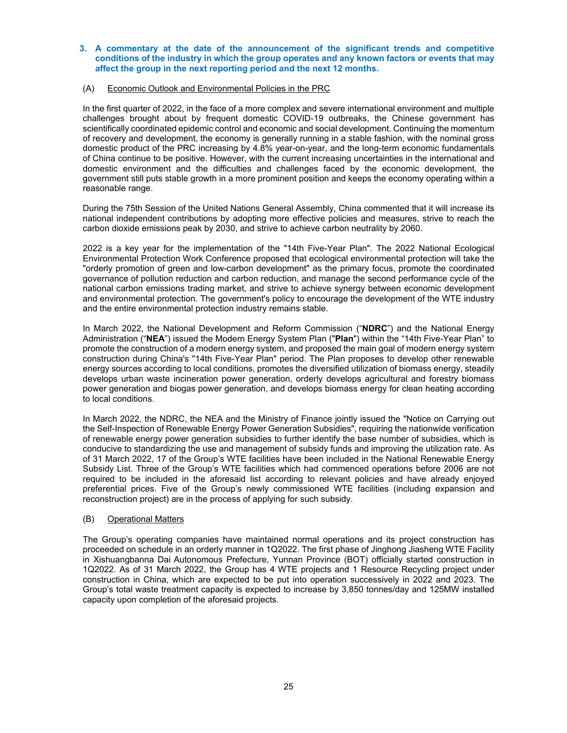### 3. A commentary at the date of the announcement of the significant trends and competitive conditions of the industry in which the group operates and any known factors or events that may affect the group in the next reporting period and the next 12 months.

(A) Economic Outlook and Environmental Policies in the PRC

In the first quarter of 2022, in the face of a more complex and severe international environment and multiple challenges brought about by frequent domestic COVID-19 outbreaks, the Chinese government has scientifically coordinated epidemic control and economic and social development. Continuing the momentum of recovery and development, the economy is generally running in a stable fashion, with the nominal gross domestic product of the PRC increasing by 4.8% year-on-year, and the long-term economic fundamentals of China continue to be positive. However, with the current increasing uncertainties in the international and domestic environment and the difficulties and challenges faced by the economic development, the government still puts stable growth in a more prominent position and keeps the economy operating within a reasonable range.

During the 75th Session of the United Nations General Assembly, China commented that it will increase its national independent contributions by adopting more effective policies and measures, strive to reach the carbon dioxide emissions peak by 2030, and strive to achieve carbon neutrality by 2060.

2022 is a key year for the implementation of the "14th Five-Year Plan". The 2022 National Ecological Environmental Protection Work Conference proposed that ecological environmental protection will take the "orderly promotion of green and low-carbon development" as the primary focus, promote the coordinated governance of pollution reduction and carbon reduction, and manage the second performance cycle of the national carbon emissions trading market, and strive to achieve synergy between economic development and environmental protection. The government's policy to encourage the development of the WTE industry and the entire environmental protection industry remains stable.

In March 2022, the National Development and Reform Commission ("**NDRC**") and the National Energy Administration ("**NEA**") issued the Modern Energy System Plan ("**Plan**") within the "14th Five-Year Plan" to promote the construction of a modern energy system, and proposed the main goal of modern energy system construction during China's "14th Five-Year Plan" period. The Plan proposes to develop other renewable energy sources according to local conditions, promotes the diversified utilization of biomass energy, steadily develops urban waste incineration power generation, orderly develops agricultural and forestry biomass power generation and biogas power generation, and develops biomass energy for clean heating according to local conditions.

In March 2022, the NDRC, the NEA and the Ministry of Finance jointly issued the "Notice on Carrying out the Self-Inspection of Renewable Energy Power Generation Subsidies", requiring the nationwide verification of renewable energy power generation subsidies to further identify the base number of subsidies, which is conducive to standardizing the use and management of subsidy funds and improving the utilization rate. As of 31 March 2022, 17 of the Group's WTE facilities have been included in the National Renewable Energy Subsidy List. Three of the Group's WTE facilities which had commenced operations before 2006 are not required to be included in the aforesaid list according to relevant policies and have already enjoyed preferential prices. Five of the Group's newly commissioned WTE facilities (including expansion and reconstruction project) are in the process of applying for such subsidy.

(B) Operational Matters

The Group's operating companies have maintained normal operations and its project construction has proceeded on schedule in an orderly manner in 1Q2022. The first phase of Jinghong Jiasheng WTE Facility in Xishuangbanna Dai Autonomous Prefecture, Yunnan Province (BOT) officially started construction in 1Q2022. As of 31 March 2022, the Group has 4 WTE projects and 1 Resource Recycling project under construction in China, which are expected to be put into operation successively in 2022 and 2023. The Group's total waste treatment capacity is expected to increase by 3,850 tonnes/day and 125MW installed capacity upon completion of the aforesaid projects.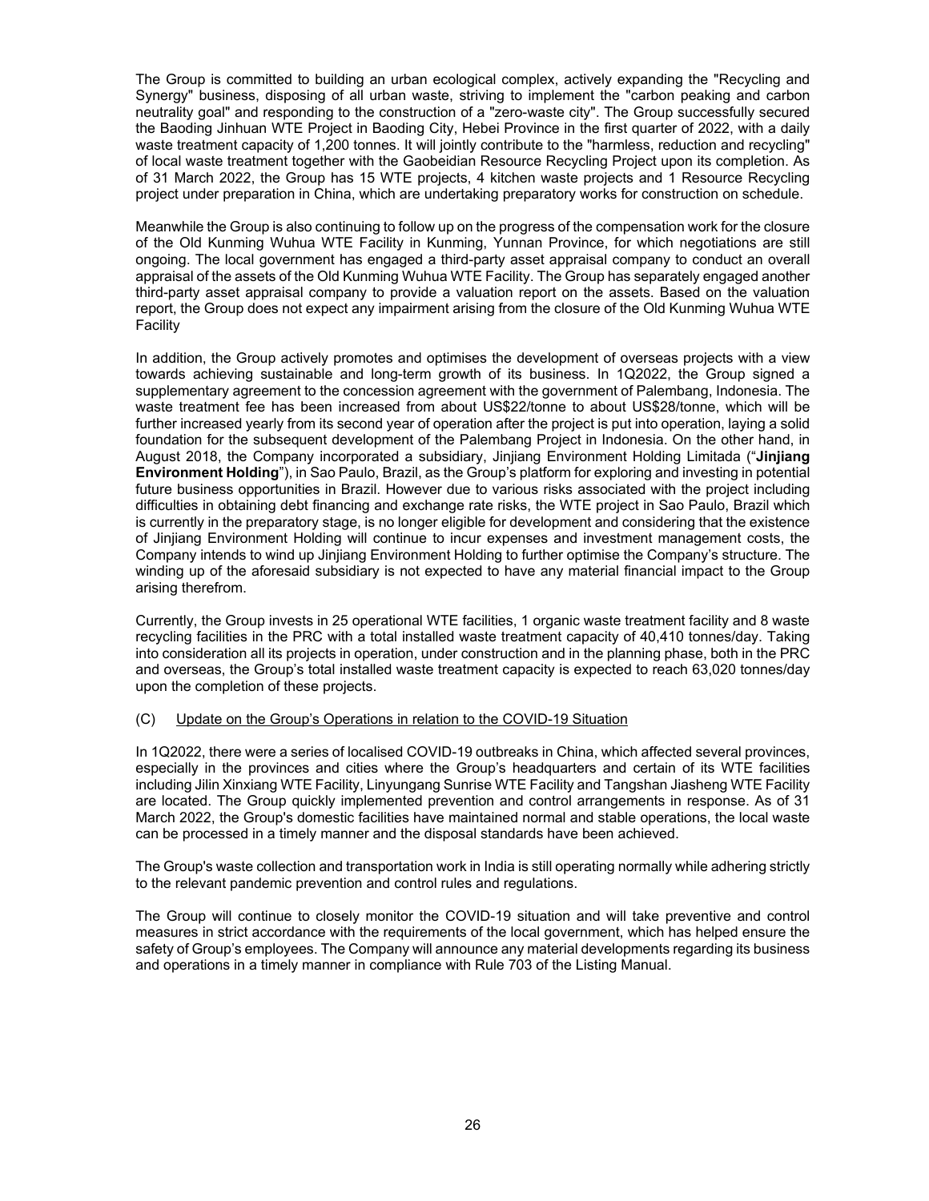The Group is committed to building an urban ecological complex, actively expanding the "Recycling and Synergy" business, disposing of all urban waste, striving to implement the "carbon peaking and carbon neutrality goal" and responding to the construction of a "zero-waste city". The Group successfully secured the Baoding Jinhuan WTE Project in Baoding City, Hebei Province in the first quarter of 2022, with a daily waste treatment capacity of 1,200 tonnes. It will jointly contribute to the "harmless, reduction and recycling" of local waste treatment together with the Gaobeidian Resource Recycling Project upon its completion. As of 31 March 2022, the Group has 15 WTE projects, 4 kitchen waste projects and 1 Resource Recycling project under preparation in China, which are undertaking preparatory works for construction on schedule.

Meanwhile the Group is also continuing to follow up on the progress of the compensation work for the closure of the Old Kunming Wuhua WTE Facility in Kunming, Yunnan Province, for which negotiations are still ongoing. The local government has engaged a third-party asset appraisal company to conduct an overall appraisal of the assets of the Old Kunming Wuhua WTE Facility. The Group has separately engaged another third-party asset appraisal company to provide a valuation report on the assets. Based on the valuation report, the Group does not expect any impairment arising from the closure of the Old Kunming Wuhua WTE Facility

In addition, the Group actively promotes and optimises the development of overseas projects with a view towards achieving sustainable and long-term growth of its business. In 1Q2022, the Group signed a supplementary agreement to the concession agreement with the government of Palembang, Indonesia. The waste treatment fee has been increased from about US$22/tonne to about US$28/tonne, which will be further increased yearly from its second year of operation after the project is put into operation, laying a solid foundation for the subsequent development of the Palembang Project in Indonesia. On the other hand, in August 2018, the Company incorporated a subsidiary, Jinjiang Environment Holding Limitada ("**Jinjiang Environment Holding**"), in Sao Paulo, Brazil, as the Group's platform for exploring and investing in potential future business opportunities in Brazil. However due to various risks associated with the project including difficulties in obtaining debt financing and exchange rate risks, the WTE project in Sao Paulo, Brazil which is currently in the preparatory stage, is no longer eligible for development and considering that the existence of Jinjiang Environment Holding will continue to incur expenses and investment management costs, the Company intends to wind up Jinjiang Environment Holding to further optimise the Company's structure. The winding up of the aforesaid subsidiary is not expected to have any material financial impact to the Group arising therefrom.

Currently, the Group invests in 25 operational WTE facilities, 1 organic waste treatment facility and 8 waste recycling facilities in the PRC with a total installed waste treatment capacity of 40,410 tonnes/day. Taking into consideration all its projects in operation, under construction and in the planning phase, both in the PRC and overseas, the Group's total installed waste treatment capacity is expected to reach 63,020 tonnes/day upon the completion of these projects.

(C) Update on the Group's Operations in relation to the COVID-19 Situation

In 1Q2022, there were a series of localised COVID-19 outbreaks in China, which affected several provinces, especially in the provinces and cities where the Group's headquarters and certain of its WTE facilities including Jilin Xinxiang WTE Facility, Linyungang Sunrise WTE Facility and Tangshan Jiasheng WTE Facility are located. The Group quickly implemented prevention and control arrangements in response. As of 31 March 2022, the Group's domestic facilities have maintained normal and stable operations, the local waste can be processed in a timely manner and the disposal standards have been achieved.

The Group's waste collection and transportation work in India is still operating normally while adhering strictly to the relevant pandemic prevention and control rules and regulations.

The Group will continue to closely monitor the COVID-19 situation and will take preventive and control measures in strict accordance with the requirements of the local government, which has helped ensure the safety of Group's employees. The Company will announce any material developments regarding its business and operations in a timely manner in compliance with Rule 703 of the Listing Manual.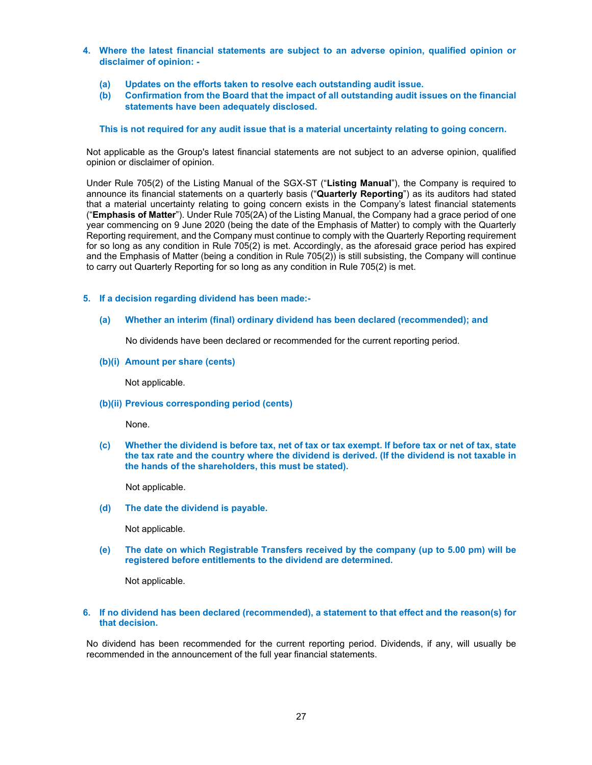**4. Where the latest financial statements are subject to an adverse opinion, qualified opinion or disclaimer of opinion: -**

**(a) Updates on the efforts taken to resolve each outstanding audit issue.**

**(b) Confirmation from the Board that the impact of all outstanding audit issues on the financial statements have been adequately disclosed.**

**This is not required for any audit issue that is a material uncertainty relating to going concern.**

Not applicable as the Group's latest financial statements are not subject to an adverse opinion, qualified opinion or disclaimer of opinion.

Under Rule 705(2) of the Listing Manual of the SGX-ST ("**Listing Manual**"), the Company is required to announce its financial statements on a quarterly basis ("**Quarterly Reporting**") as its auditors had stated that a material uncertainty relating to going concern exists in the Company's latest financial statements ("**Emphasis of Matter**"). Under Rule 705(2A) of the Listing Manual, the Company had a grace period of one year commencing on 9 June 2020 (being the date of the Emphasis of Matter) to comply with the Quarterly Reporting requirement, and the Company must continue to comply with the Quarterly Reporting requirement for so long as any condition in Rule 705(2) is met. Accordingly, as the aforesaid grace period has expired and the Emphasis of Matter (being a condition in Rule 705(2)) is still subsisting, the Company will continue to carry out Quarterly Reporting for so long as any condition in Rule 705(2) is met.

**5. If a decision regarding dividend has been made:-**

**(a) Whether an interim (final) ordinary dividend has been declared (recommended); and**

No dividends have been declared or recommended for the current reporting period.

**(b)(i) Amount per share (cents)**

Not applicable.

**(b)(ii) Previous corresponding period (cents)**

None.

**(c) Whether the dividend is before tax, net of tax or tax exempt. If before tax or net of tax, state the tax rate and the country where the dividend is derived. (If the dividend is not taxable in the hands of the shareholders, this must be stated).**

Not applicable.

**(d) The date the dividend is payable.**

Not applicable.

**(e) The date on which Registrable Transfers received by the company (up to 5.00 pm) will be registered before entitlements to the dividend are determined.**

Not applicable.

**6. If no dividend has been declared (recommended), a statement to that effect and the reason(s) for that decision.**

No dividend has been recommended for the current reporting period. Dividends, if any, will usually be recommended in the announcement of the full year financial statements.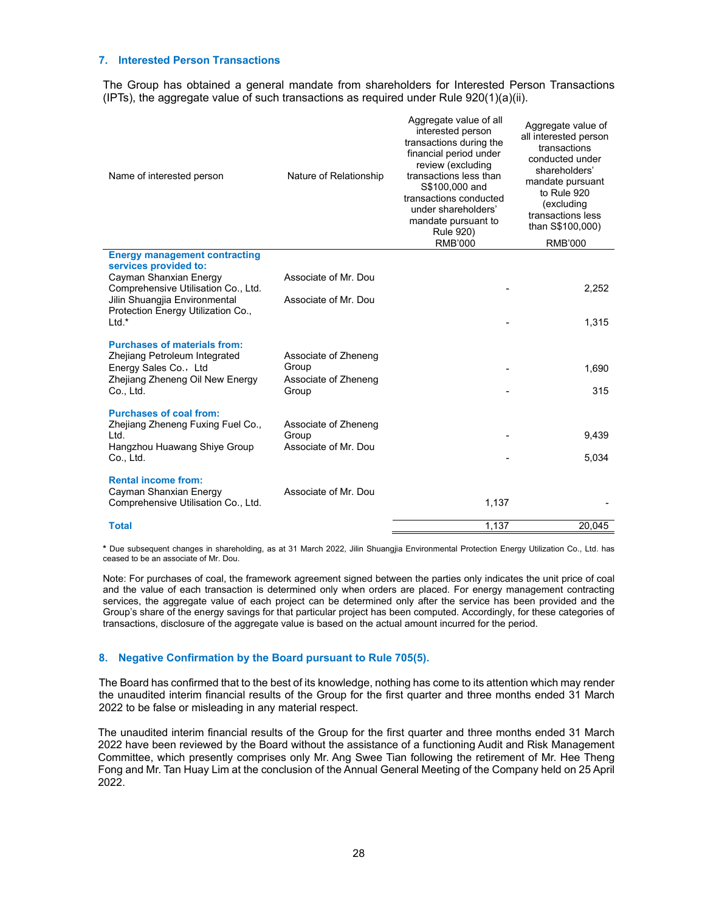## 7. Interested Person Transactions

The Group has obtained a general mandate from shareholders for Interested Person Transactions (IPTs), the aggregate value of such transactions as required under Rule 920(1)(a)(ii).

| Name of interested person | Nature of Relationship | Aggregate value of all interested person transactions during the financial period under review (excluding transactions less than S$100,000 and transactions conducted under shareholders' mandate pursuant to Rule 920) RMB'000 | Aggregate value of all interested person transactions conducted under shareholders' mandate pursuant to Rule 920 (excluding transactions less than S$100,000) RMB'000 |
|---|---|---|---|
| **Energy management contracting services provided to:** | | | |
| Cayman Shanxian Energy Comprehensive Utilisation Co., Ltd. | Associate of Mr. Dou | - | 2,252 |
| Jilin Shuangjia Environmental Protection Energy Utilization Co., Ltd.* | Associate of Mr. Dou | - | 1,315 |
| **Purchases of materials from:** | | | |
| Zhejiang Petroleum Integrated Energy Sales Co.，Ltd | Associate of Zheneng Group | - | 1,690 |
| Zhejiang Zheneng Oil New Energy Co., Ltd. | Associate of Zheneng Group | - | 315 |
| **Purchases of coal from:** | | | |
| Zhejiang Zheneng Fuxing Fuel Co., Ltd. | Associate of Zheneng Group | - | 9,439 |
| Hangzhou Huawang Shiye Group Co., Ltd. | Associate of Mr. Dou | - | 5,034 |
| **Rental income from:** | | | |
| Cayman Shanxian Energy Comprehensive Utilisation Co., Ltd. | Associate of Mr. Dou | 1,137 | - |
| **Total** | | 1,137 | 20,045 |

\* Due subsequent changes in shareholding, as at 31 March 2022, Jilin Shuangjia Environmental Protection Energy Utilization Co., Ltd. has ceased to be an associate of Mr. Dou.

Note: For purchases of coal, the framework agreement signed between the parties only indicates the unit price of coal and the value of each transaction is determined only when orders are placed. For energy management contracting services, the aggregate value of each project can be determined only after the service has been provided and the Group's share of the energy savings for that particular project has been computed. Accordingly, for these categories of transactions, disclosure of the aggregate value is based on the actual amount incurred for the period.

## 8. Negative Confirmation by the Board pursuant to Rule 705(5).

The Board has confirmed that to the best of its knowledge, nothing has come to its attention which may render the unaudited interim financial results of the Group for the first quarter and three months ended 31 March 2022 to be false or misleading in any material respect.

The unaudited interim financial results of the Group for the first quarter and three months ended 31 March 2022 have been reviewed by the Board without the assistance of a functioning Audit and Risk Management Committee, which presently comprises only Mr. Ang Swee Tian following the retirement of Mr. Hee Theng Fong and Mr. Tan Huay Lim at the conclusion of the Annual General Meeting of the Company held on 25 April 2022.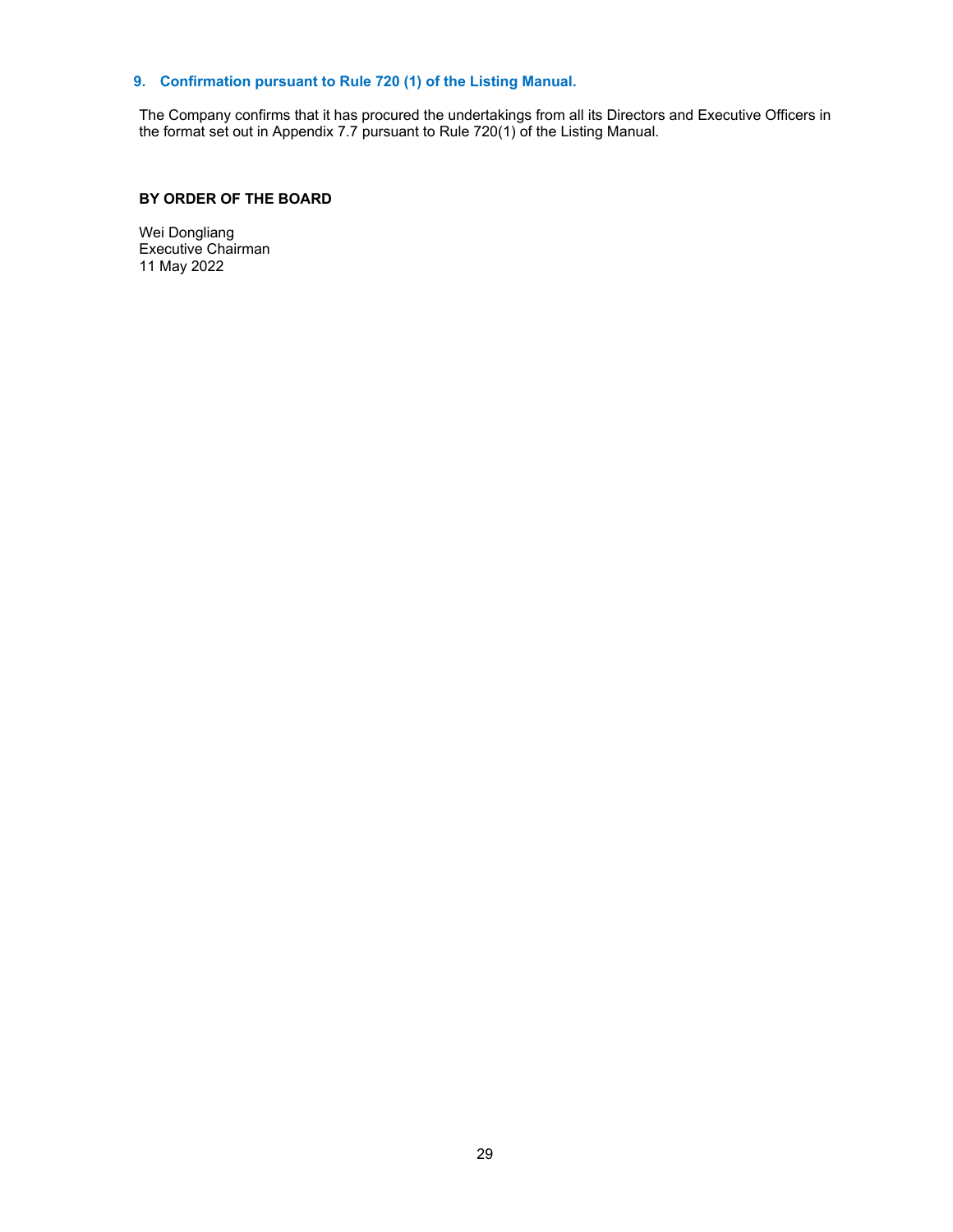## 9. Confirmation pursuant to Rule 720 (1) of the Listing Manual.

The Company confirms that it has procured the undertakings from all its Directors and Executive Officers in the format set out in Appendix 7.7 pursuant to Rule 720(1) of the Listing Manual.

**BY ORDER OF THE BOARD**

Wei Dongliang
Executive Chairman
11 May 2022